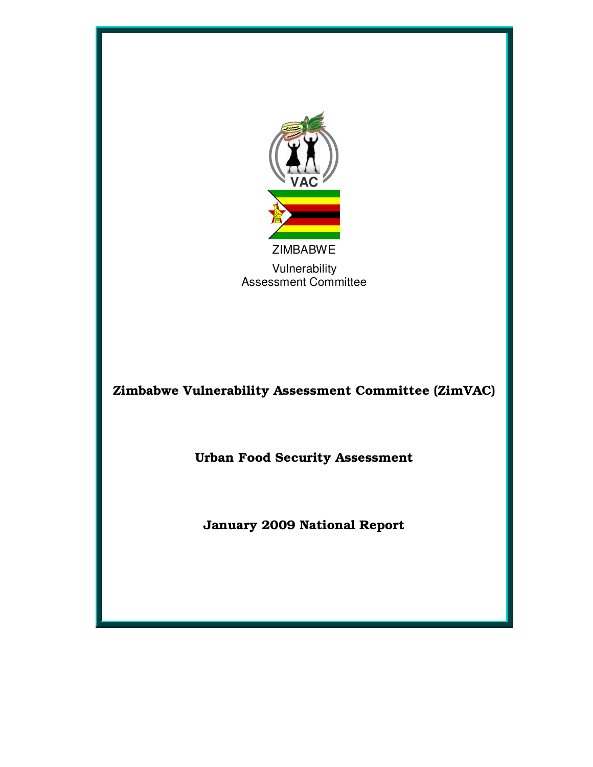ZIMBABWE

Vulnerability
Assessment Committee

# Zimbabwe Vulnerability Assessment Committee (ZimVAC)

## Urban Food Security Assessment

## January 2009 National Report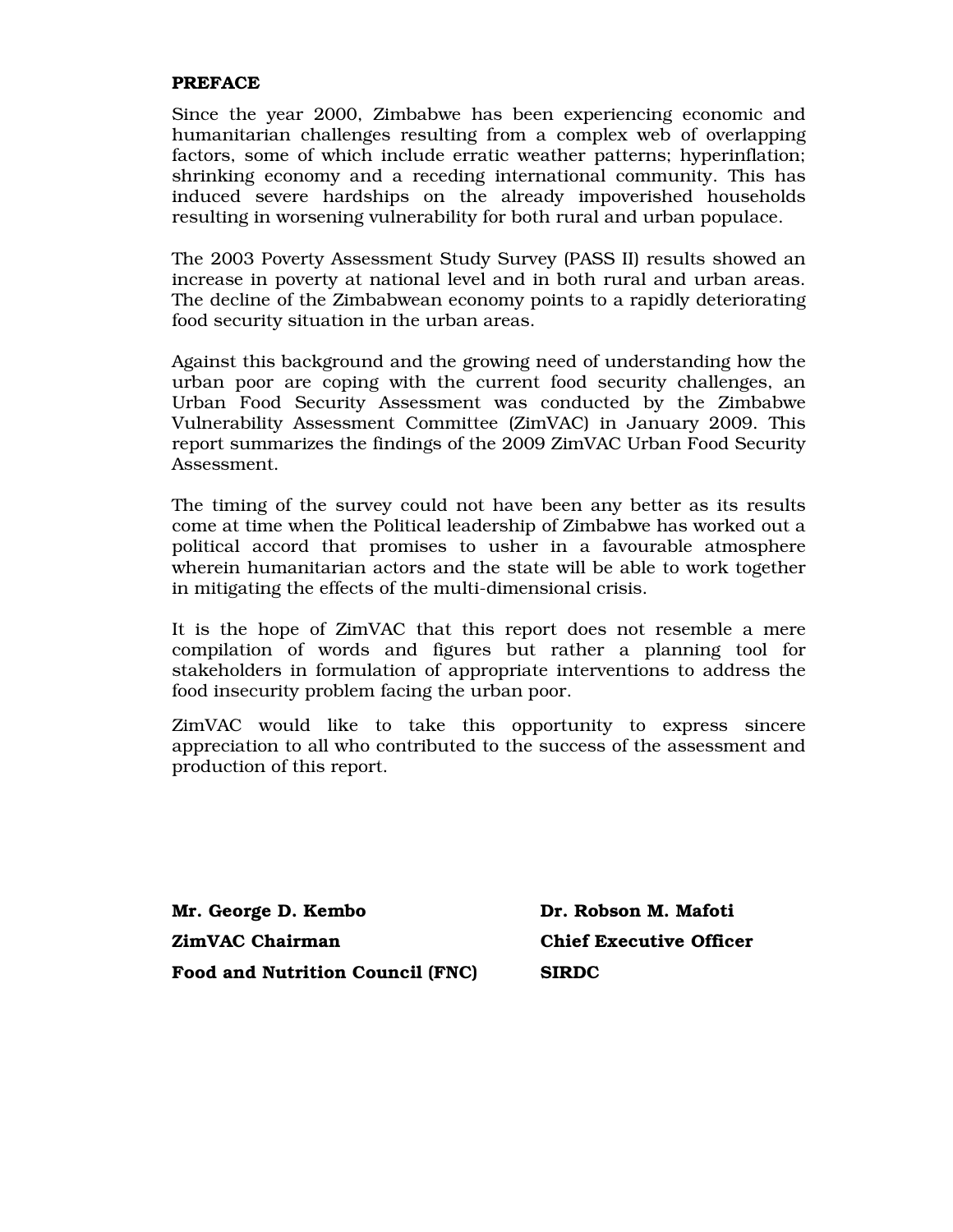# PREFACE

Since the year 2000, Zimbabwe has been experiencing economic and humanitarian challenges resulting from a complex web of overlapping factors, some of which include erratic weather patterns; hyperinflation; shrinking economy and a receding international community. This has induced severe hardships on the already impoverished households resulting in worsening vulnerability for both rural and urban populace.

The 2003 Poverty Assessment Study Survey (PASS II) results showed an increase in poverty at national level and in both rural and urban areas. The decline of the Zimbabwean economy points to a rapidly deteriorating food security situation in the urban areas.

Against this background and the growing need of understanding how the urban poor are coping with the current food security challenges, an Urban Food Security Assessment was conducted by the Zimbabwe Vulnerability Assessment Committee (ZimVAC) in January 2009. This report summarizes the findings of the 2009 ZimVAC Urban Food Security Assessment.

The timing of the survey could not have been any better as its results come at time when the Political leadership of Zimbabwe has worked out a political accord that promises to usher in a favourable atmosphere wherein humanitarian actors and the state will be able to work together in mitigating the effects of the multi-dimensional crisis.

It is the hope of ZimVAC that this report does not resemble a mere compilation of words and figures but rather a planning tool for stakeholders in formulation of appropriate interventions to address the food insecurity problem facing the urban poor.

ZimVAC would like to take this opportunity to express sincere appreciation to all who contributed to the success of the assessment and production of this report.

**Mr. George D. Kembo**
**ZimVAC Chairman**
**Food and Nutrition Council (FNC)**

**Dr. Robson M. Mafoti**
**Chief Executive Officer**
**SIRDC**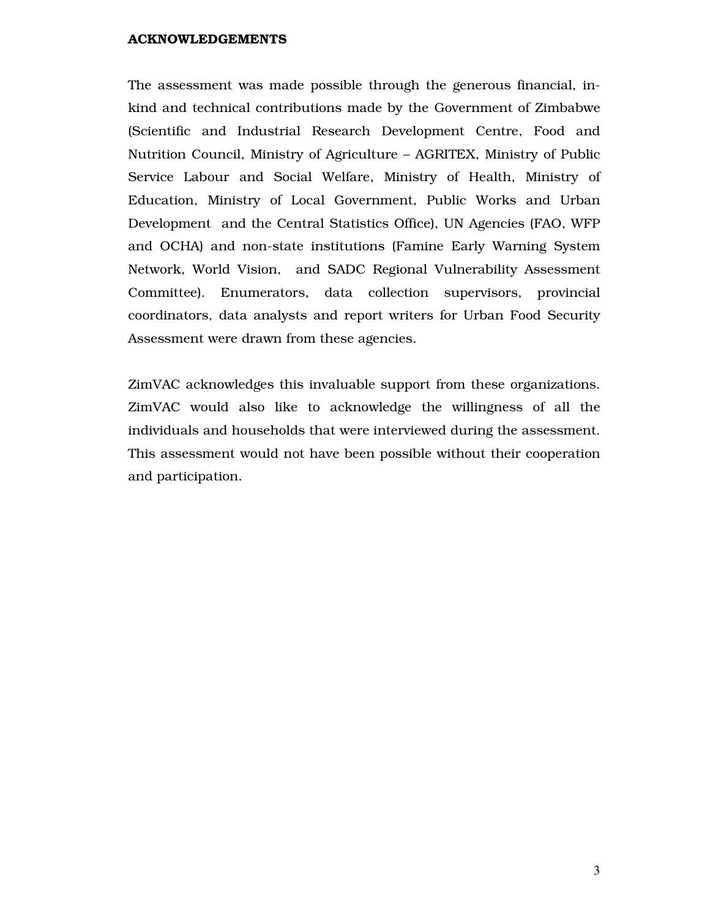## ACKNOWLEDGEMENTS

The assessment was made possible through the generous financial, in-kind and technical contributions made by the Government of Zimbabwe (Scientific and Industrial Research Development Centre, Food and Nutrition Council, Ministry of Agriculture – AGRITEX, Ministry of Public Service Labour and Social Welfare, Ministry of Health, Ministry of Education, Ministry of Local Government, Public Works and Urban Development and the Central Statistics Office), UN Agencies (FAO, WFP and OCHA) and non-state institutions (Famine Early Warning System Network, World Vision, and SADC Regional Vulnerability Assessment Committee). Enumerators, data collection supervisors, provincial coordinators, data analysts and report writers for Urban Food Security Assessment were drawn from these agencies.

ZimVAC acknowledges this invaluable support from these organizations. ZimVAC would also like to acknowledge the willingness of all the individuals and households that were interviewed during the assessment. This assessment would not have been possible without their cooperation and participation.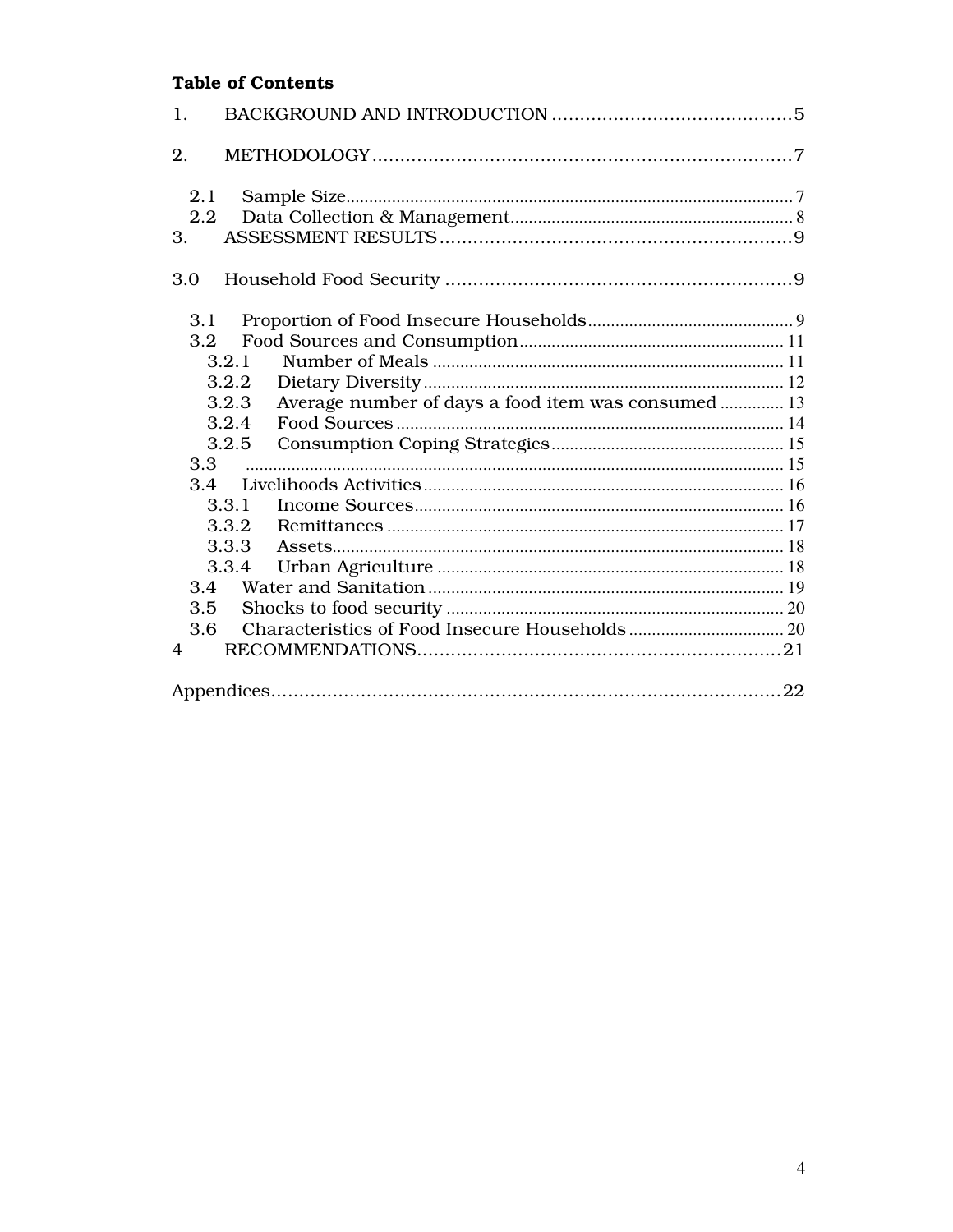**Table of Contents**

1. BACKGROUND AND INTRODUCTION ....................................... 5

2. METHODOLOGY ....................................... 7

   2.1 Sample Size ....................................... 7
   2.2 Data Collection & Management ....................................... 8

3. ASSESSMENT RESULTS ....................................... 9

3.0 Household Food Security ....................................... 9

   3.1 Proportion of Food Insecure Households ....................................... 9
   3.2 Food Sources and Consumption ....................................... 11
      3.2.1 Number of Meals ....................................... 11
      3.2.2 Dietary Diversity ....................................... 12
      3.2.3 Average number of days a food item was consumed ....................................... 13
      3.2.4 Food Sources ....................................... 14
      3.2.5 Consumption Coping Strategies ....................................... 15
   3.3 ....................................... 15
   3.4 Livelihoods Activities ....................................... 16
      3.3.1 Income Sources ....................................... 16
      3.3.2 Remittances ....................................... 17
      3.3.3 Assets ....................................... 18
      3.3.4 Urban Agriculture ....................................... 18
   3.4 Water and Sanitation ....................................... 19
   3.5 Shocks to food security ....................................... 20
   3.6 Characteristics of Food Insecure Households ....................................... 20

4 RECOMMENDATIONS ....................................... 21

Appendices ....................................... 22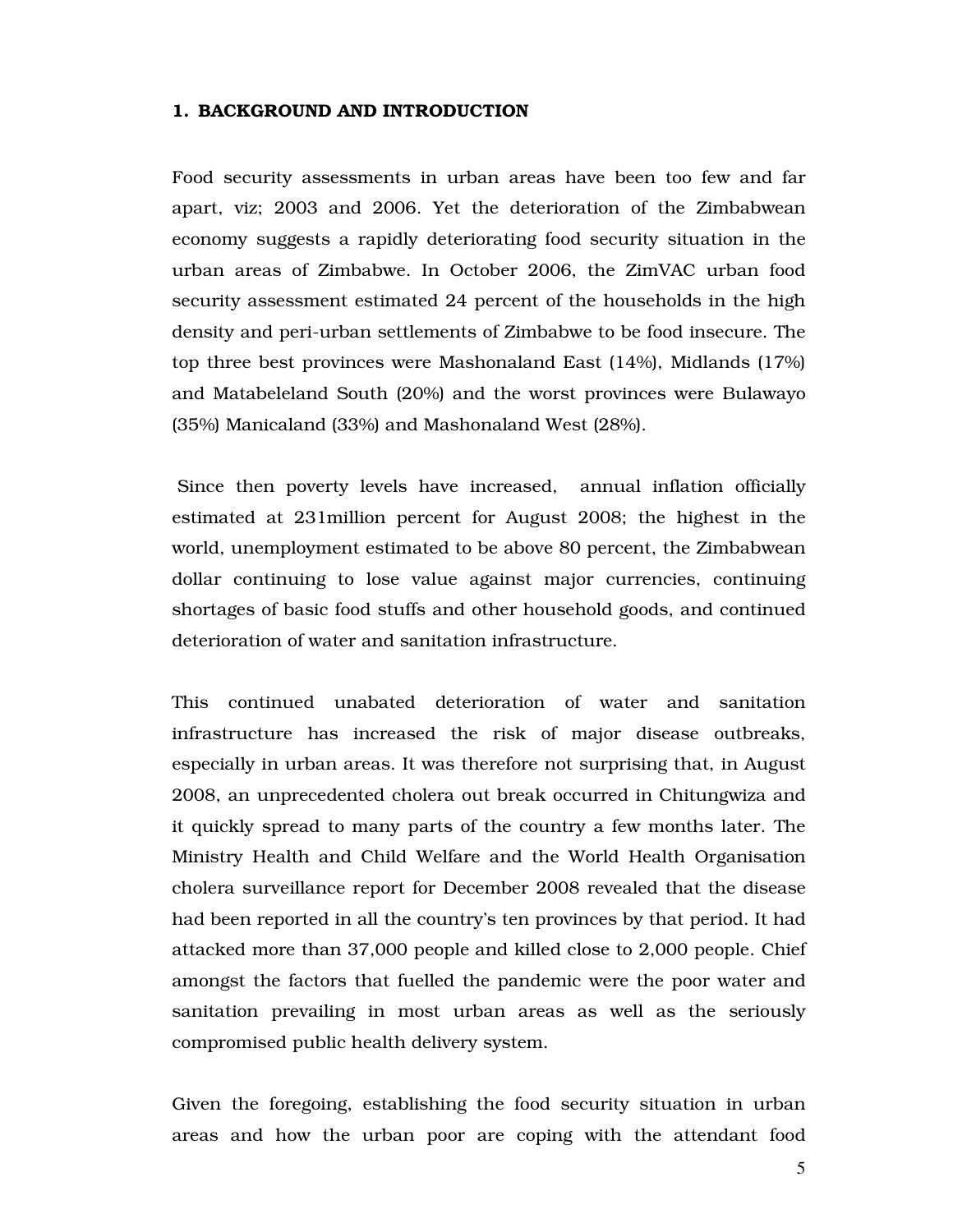## 1. BACKGROUND AND INTRODUCTION

Food security assessments in urban areas have been too few and far apart, viz; 2003 and 2006. Yet the deterioration of the Zimbabwean economy suggests a rapidly deteriorating food security situation in the urban areas of Zimbabwe. In October 2006, the ZimVAC urban food security assessment estimated 24 percent of the households in the high density and peri-urban settlements of Zimbabwe to be food insecure. The top three best provinces were Mashonaland East (14%), Midlands (17%) and Matabeleland South (20%) and the worst provinces were Bulawayo (35%) Manicaland (33%) and Mashonaland West (28%).

Since then poverty levels have increased, annual inflation officially estimated at 231million percent for August 2008; the highest in the world, unemployment estimated to be above 80 percent, the Zimbabwean dollar continuing to lose value against major currencies, continuing shortages of basic food stuffs and other household goods, and continued deterioration of water and sanitation infrastructure.

This continued unabated deterioration of water and sanitation infrastructure has increased the risk of major disease outbreaks, especially in urban areas. It was therefore not surprising that, in August 2008, an unprecedented cholera out break occurred in Chitungwiza and it quickly spread to many parts of the country a few months later. The Ministry Health and Child Welfare and the World Health Organisation cholera surveillance report for December 2008 revealed that the disease had been reported in all the country's ten provinces by that period. It had attacked more than 37,000 people and killed close to 2,000 people. Chief amongst the factors that fuelled the pandemic were the poor water and sanitation prevailing in most urban areas as well as the seriously compromised public health delivery system.

Given the foregoing, establishing the food security situation in urban areas and how the urban poor are coping with the attendant food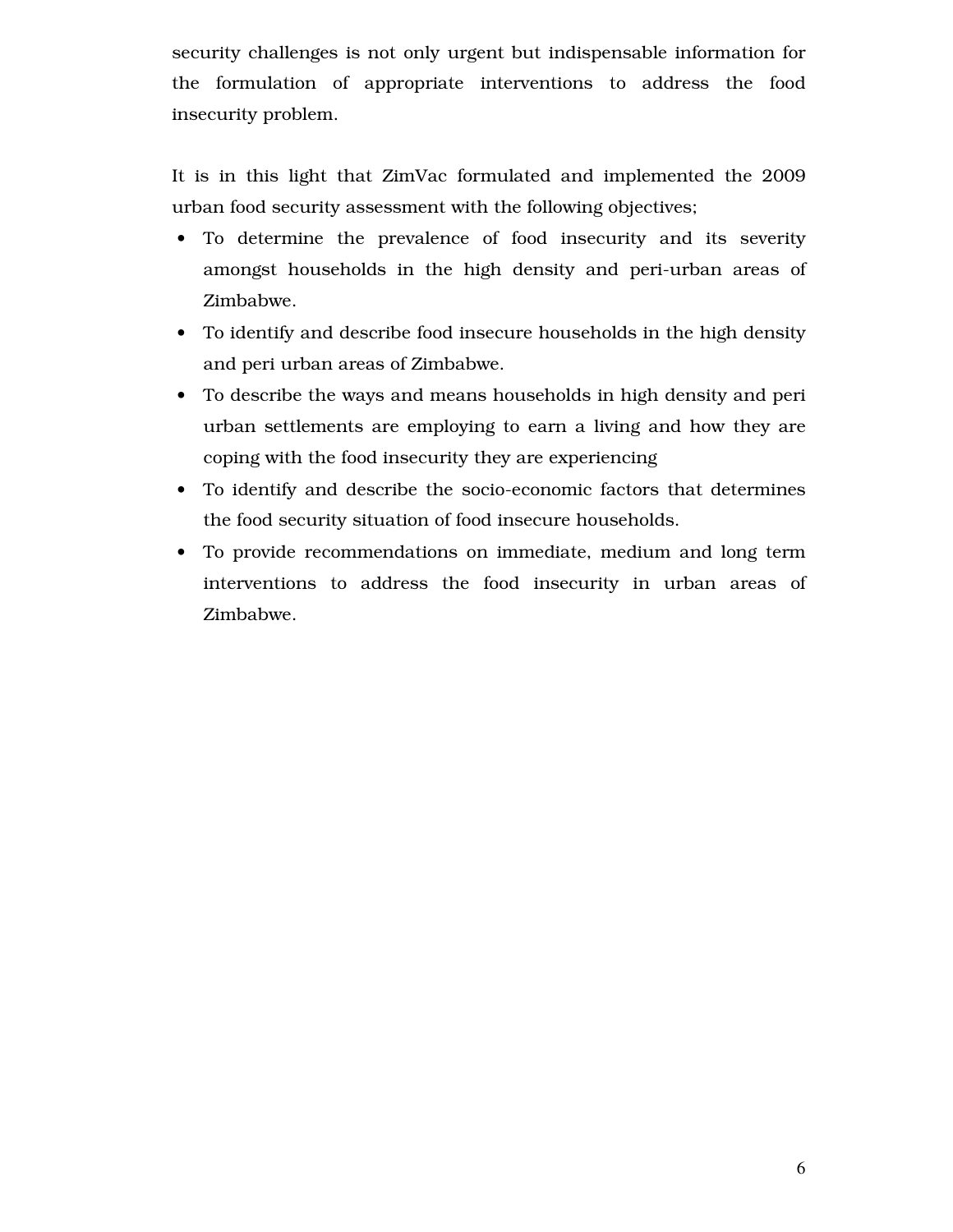security challenges is not only urgent but indispensable information for the formulation of appropriate interventions to address the food insecurity problem.

It is in this light that ZimVac formulated and implemented the 2009 urban food security assessment with the following objectives;

- To determine the prevalence of food insecurity and its severity amongst households in the high density and peri-urban areas of Zimbabwe.
- To identify and describe food insecure households in the high density and peri urban areas of Zimbabwe.
- To describe the ways and means households in high density and peri urban settlements are employing to earn a living and how they are coping with the food insecurity they are experiencing
- To identify and describe the socio-economic factors that determines the food security situation of food insecure households.
- To provide recommendations on immediate, medium and long term interventions to address the food insecurity in urban areas of Zimbabwe.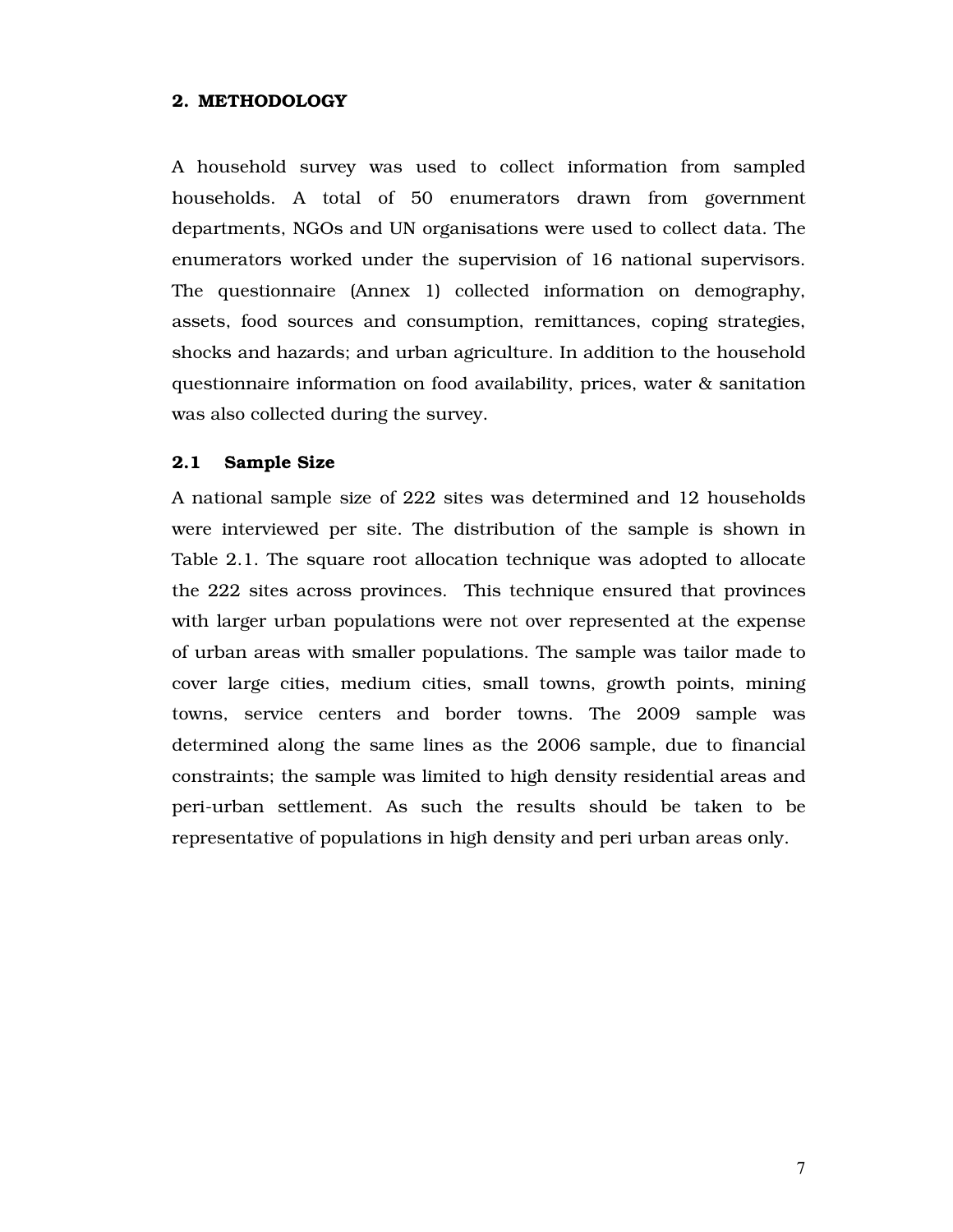## 2. METHODOLOGY

A household survey was used to collect information from sampled households. A total of 50 enumerators drawn from government departments, NGOs and UN organisations were used to collect data. The enumerators worked under the supervision of 16 national supervisors. The questionnaire (Annex 1) collected information on demography, assets, food sources and consumption, remittances, coping strategies, shocks and hazards; and urban agriculture. In addition to the household questionnaire information on food availability, prices, water & sanitation was also collected during the survey.

### 2.1 Sample Size

A national sample size of 222 sites was determined and 12 households were interviewed per site. The distribution of the sample is shown in Table 2.1. The square root allocation technique was adopted to allocate the 222 sites across provinces. This technique ensured that provinces with larger urban populations were not over represented at the expense of urban areas with smaller populations. The sample was tailor made to cover large cities, medium cities, small towns, growth points, mining towns, service centers and border towns. The 2009 sample was determined along the same lines as the 2006 sample, due to financial constraints; the sample was limited to high density residential areas and peri-urban settlement. As such the results should be taken to be representative of populations in high density and peri urban areas only.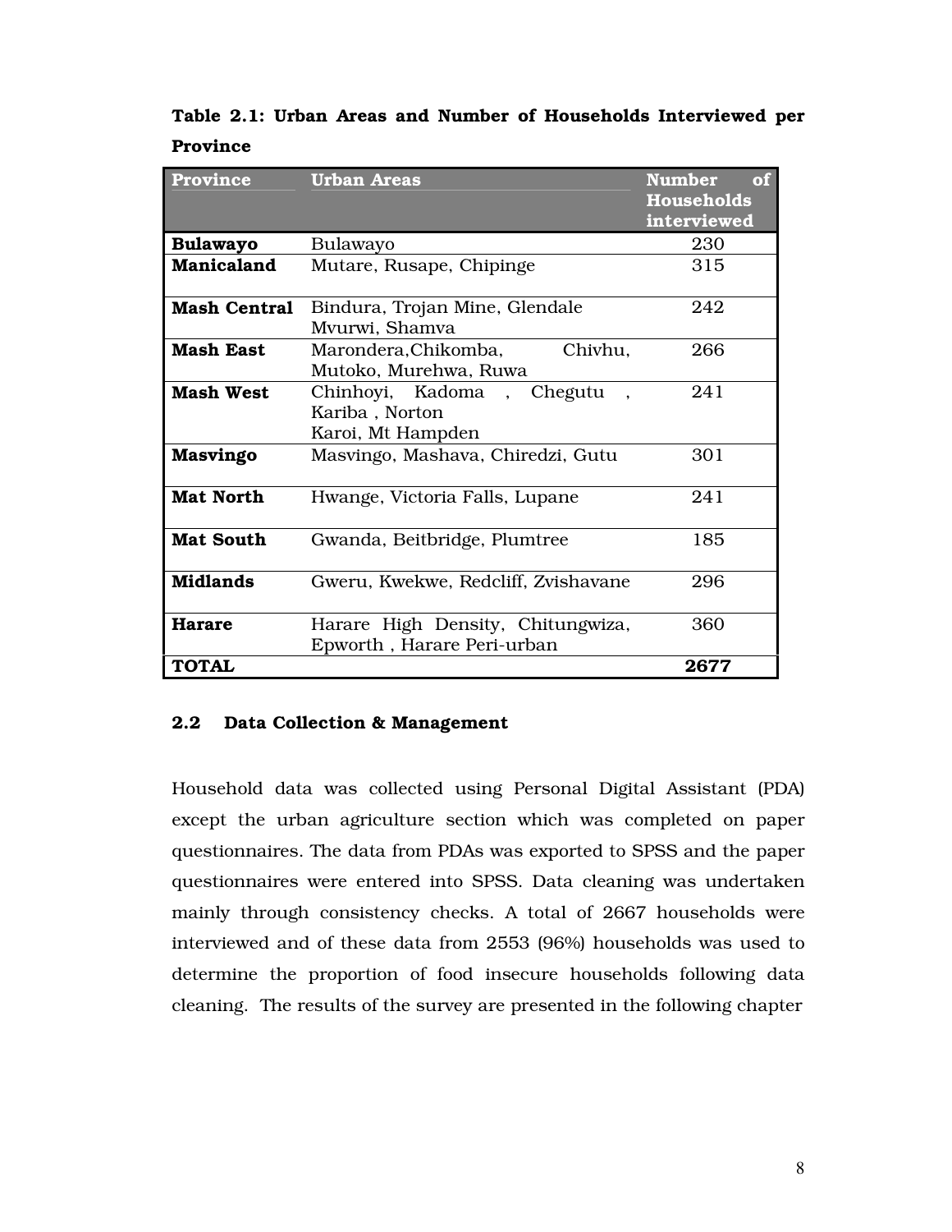**Table 2.1: Urban Areas and Number of Households Interviewed per Province**

| Province | Urban Areas | Number of Households interviewed |
|---|---|---|
| **Bulawayo** | Bulawayo | 230 |
| **Manicaland** | Mutare, Rusape, Chipinge | 315 |
| **Mash Central** | Bindura, Trojan Mine, Glendale Mvurwi, Shamva | 242 |
| **Mash East** | Marondera,Chikomba, Chivhu, Mutoko, Murehwa, Ruwa | 266 |
| **Mash West** | Chinhoyi, Kadoma , Chegutu , Kariba , Norton Karoi, Mt Hampden | 241 |
| **Masvingo** | Masvingo, Mashava, Chiredzi, Gutu | 301 |
| **Mat North** | Hwange, Victoria Falls, Lupane | 241 |
| **Mat South** | Gwanda, Beitbridge, Plumtree | 185 |
| **Midlands** | Gweru, Kwekwe, Redcliff, Zvishavane | 296 |
| **Harare** | Harare High Density, Chitungwiza, Epworth , Harare Peri-urban | 360 |
| **TOTAL** | | **2677** |

### 2.2 Data Collection & Management

Household data was collected using Personal Digital Assistant (PDA) except the urban agriculture section which was completed on paper questionnaires. The data from PDAs was exported to SPSS and the paper questionnaires were entered into SPSS. Data cleaning was undertaken mainly through consistency checks. A total of 2667 households were interviewed and of these data from 2553 (96%) households was used to determine the proportion of food insecure households following data cleaning. The results of the survey are presented in the following chapter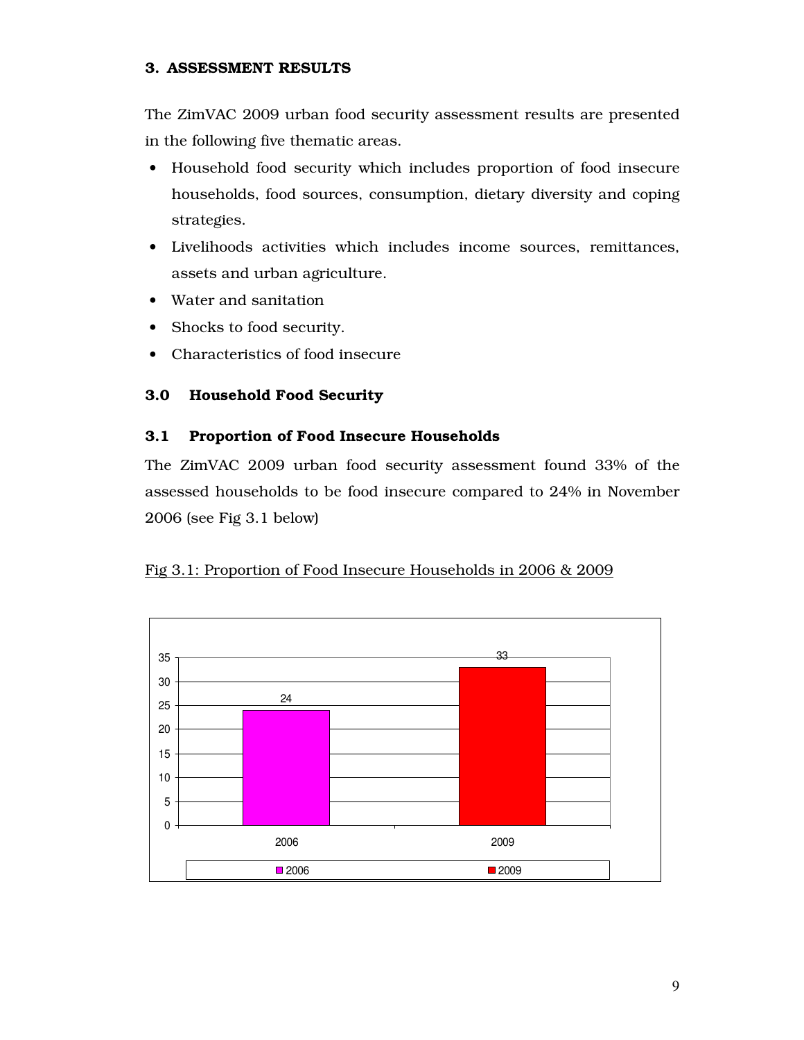### 3. ASSESSMENT RESULTS

The ZimVAC 2009 urban food security assessment results are presented in the following five thematic areas.

- Household food security which includes proportion of food insecure households, food sources, consumption, dietary diversity and coping strategies.
- Livelihoods activities which includes income sources, remittances, assets and urban agriculture.
- Water and sanitation
- Shocks to food security.
- Characteristics of food insecure

### 3.0 Household Food Security

### 3.1 Proportion of Food Insecure Households

The ZimVAC 2009 urban food security assessment found 33% of the assessed households to be food insecure compared to 24% in November 2006 (see Fig 3.1 below)

Fig 3.1: Proportion of Food Insecure Households in 2006 & 2009

| Year | Proportion of Food Insecure Households (%) |
| --- | --- |
| 2006 | 24 |
| 2009 | 33 |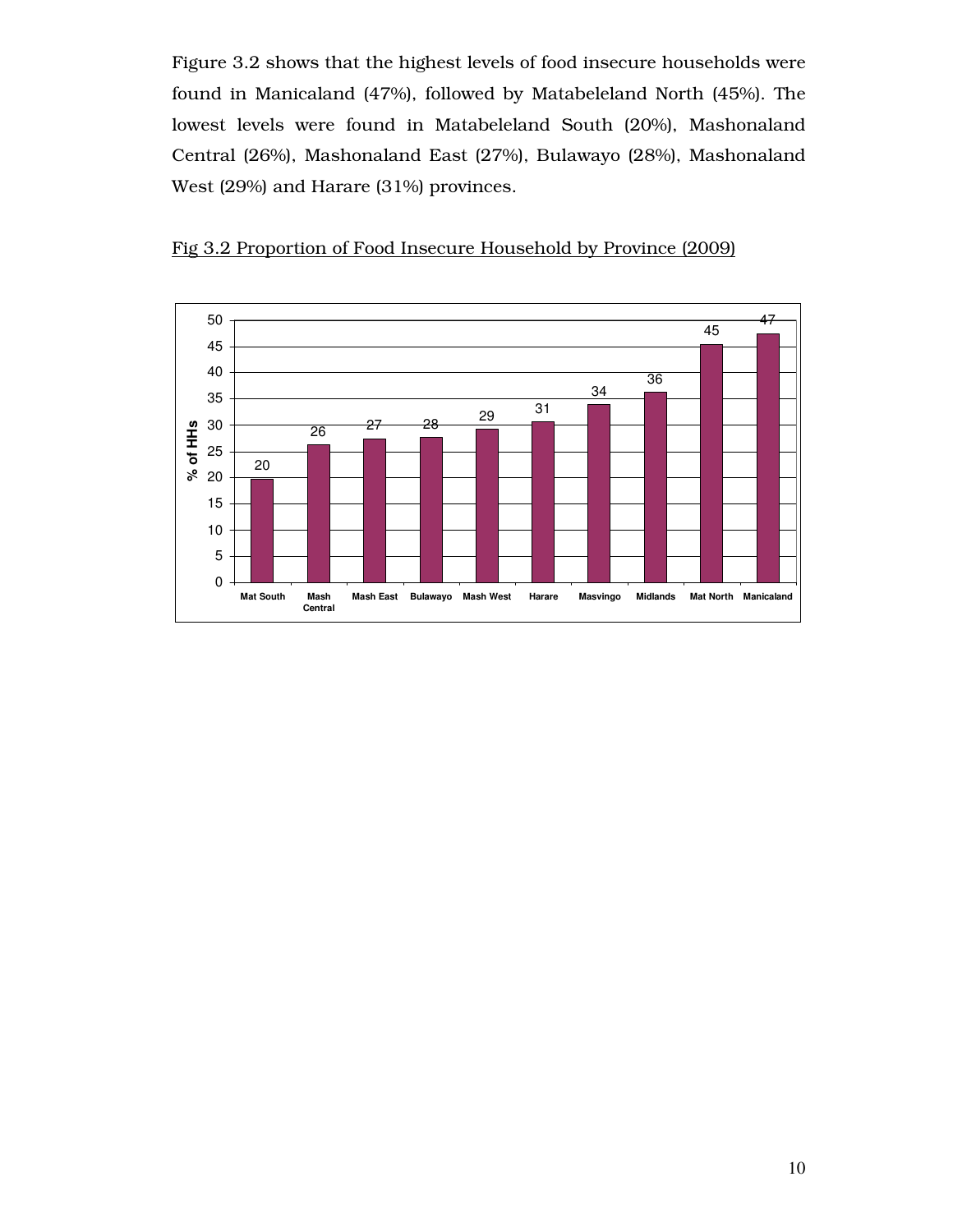Figure 3.2 shows that the highest levels of food insecure households were found in Manicaland (47%), followed by Matabeleland North (45%). The lowest levels were found in Matabeleland South (20%), Mashonaland Central (26%), Mashonaland East (27%), Bulawayo (28%), Mashonaland West (29%) and Harare (31%) provinces.

<u>Fig 3.2 Proportion of Food Insecure Household by Province (2009)</u>

| Province | % of HHs |
| --- | --- |
| Mat South | 20 |
| Mash Central | 26 |
| Mash East | 27 |
| Bulawayo | 28 |
| Mash West | 29 |
| Harare | 31 |
| Masvingo | 34 |
| Midlands | 36 |
| Mat North | 45 |
| Manicaland | 47 |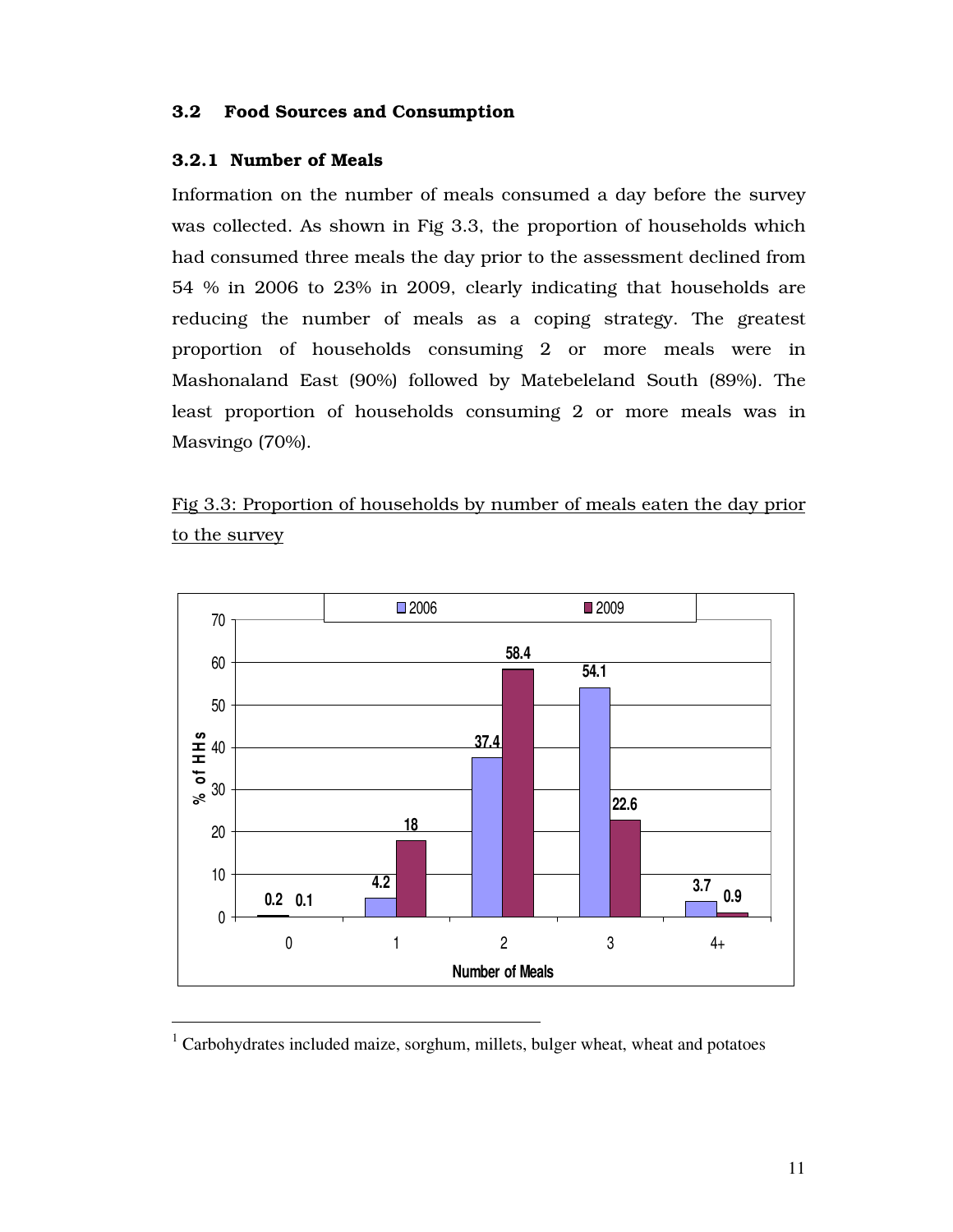### 3.2 Food Sources and Consumption

#### 3.2.1 Number of Meals

Information on the number of meals consumed a day before the survey was collected. As shown in Fig 3.3, the proportion of households which had consumed three meals the day prior to the assessment declined from 54 % in 2006 to 23% in 2009, clearly indicating that households are reducing the number of meals as a coping strategy. The greatest proportion of households consuming 2 or more meals were in Mashonaland East (90%) followed by Matebeleland South (89%). The least proportion of households consuming 2 or more meals was in Masvingo (70%).

Fig 3.3: Proportion of households by number of meals eaten the day prior to the survey

| Number of Meals | 2006 | 2009 |
|---|---|---|
| 0 | 0.2 | 0.1 |
| 1 | 4.2 | 18 |
| 2 | 37.4 | 58.4 |
| 3 | 54.1 | 22.6 |
| 4+ | 3.7 | 0.9 |

[1] Carbohydrates included maize, sorghum, millets, bulger wheat, wheat and potatoes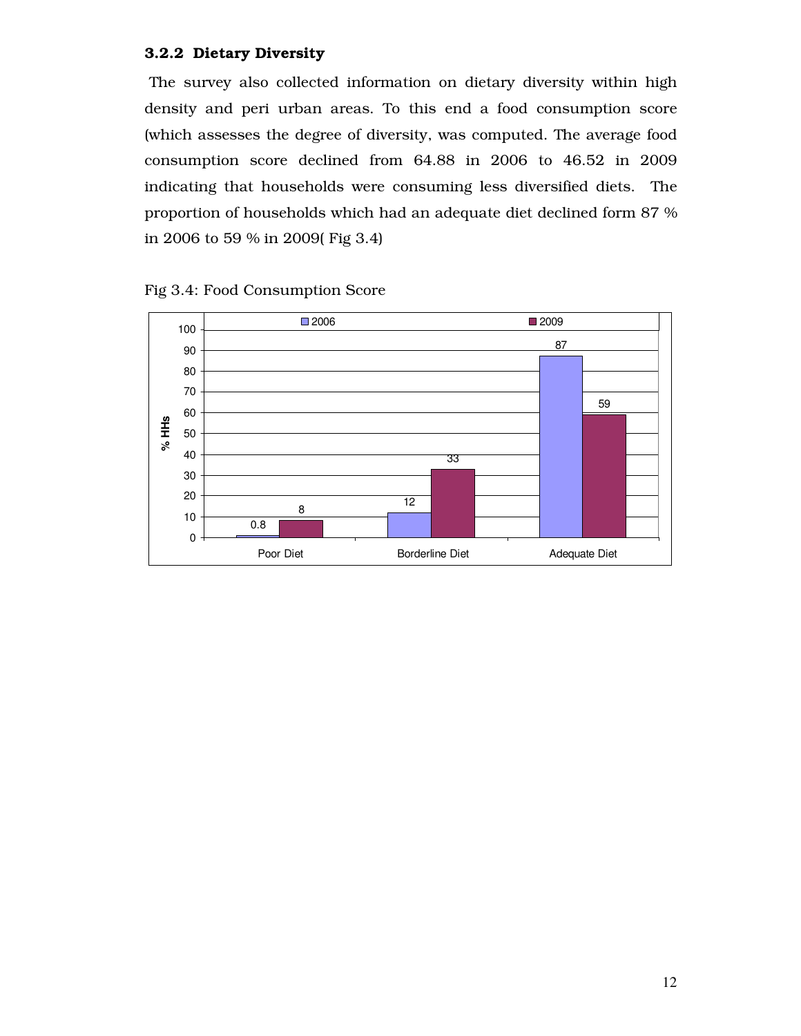### 3.2.2 Dietary Diversity

The survey also collected information on dietary diversity within high density and peri urban areas. To this end a food consumption score (which assesses the degree of diversity, was computed. The average food consumption score declined from 64.88 in 2006 to 46.52 in 2009 indicating that households were consuming less diversified diets. The proportion of households which had an adequate diet declined form 87 % in 2006 to 59 % in 2009( Fig 3.4)

Fig 3.4: Food Consumption Score

| % HHs | 2006 | 2009 |
|---|---|---|
| Poor Diet | 0.8 | 8 |
| Borderline Diet | 12 | 33 |
| Adequate Diet | 87 | 59 |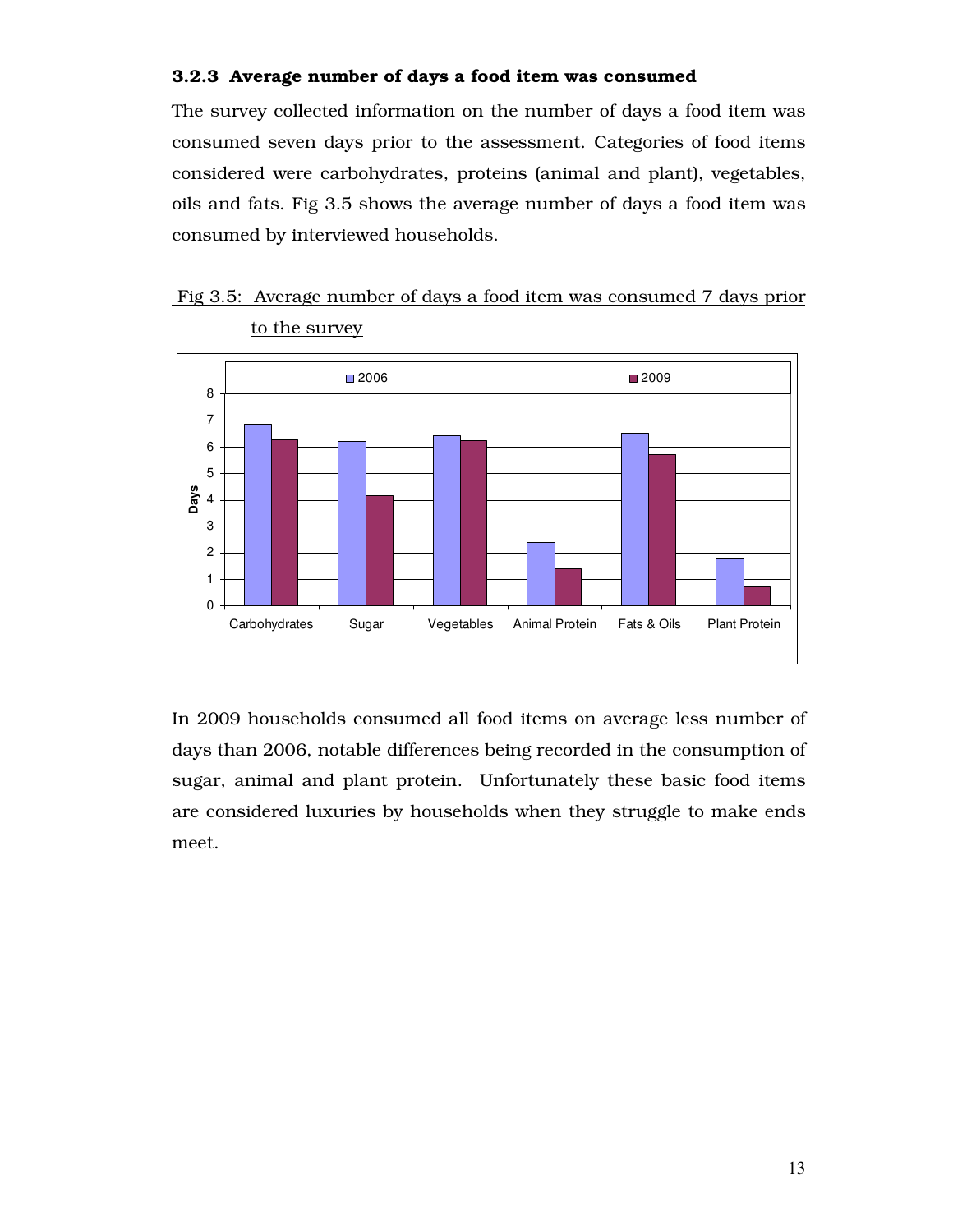### 3.2.3 Average number of days a food item was consumed

The survey collected information on the number of days a food item was consumed seven days prior to the assessment. Categories of food items considered were carbohydrates, proteins (animal and plant), vegetables, oils and fats. Fig 3.5 shows the average number of days a food item was consumed by interviewed households.

Fig 3.5: Average number of days a food item was consumed 7 days prior to the survey

In 2009 households consumed all food items on average less number of days than 2006, notable differences being recorded in the consumption of sugar, animal and plant protein. Unfortunately these basic food items are considered luxuries by households when they struggle to make ends meet.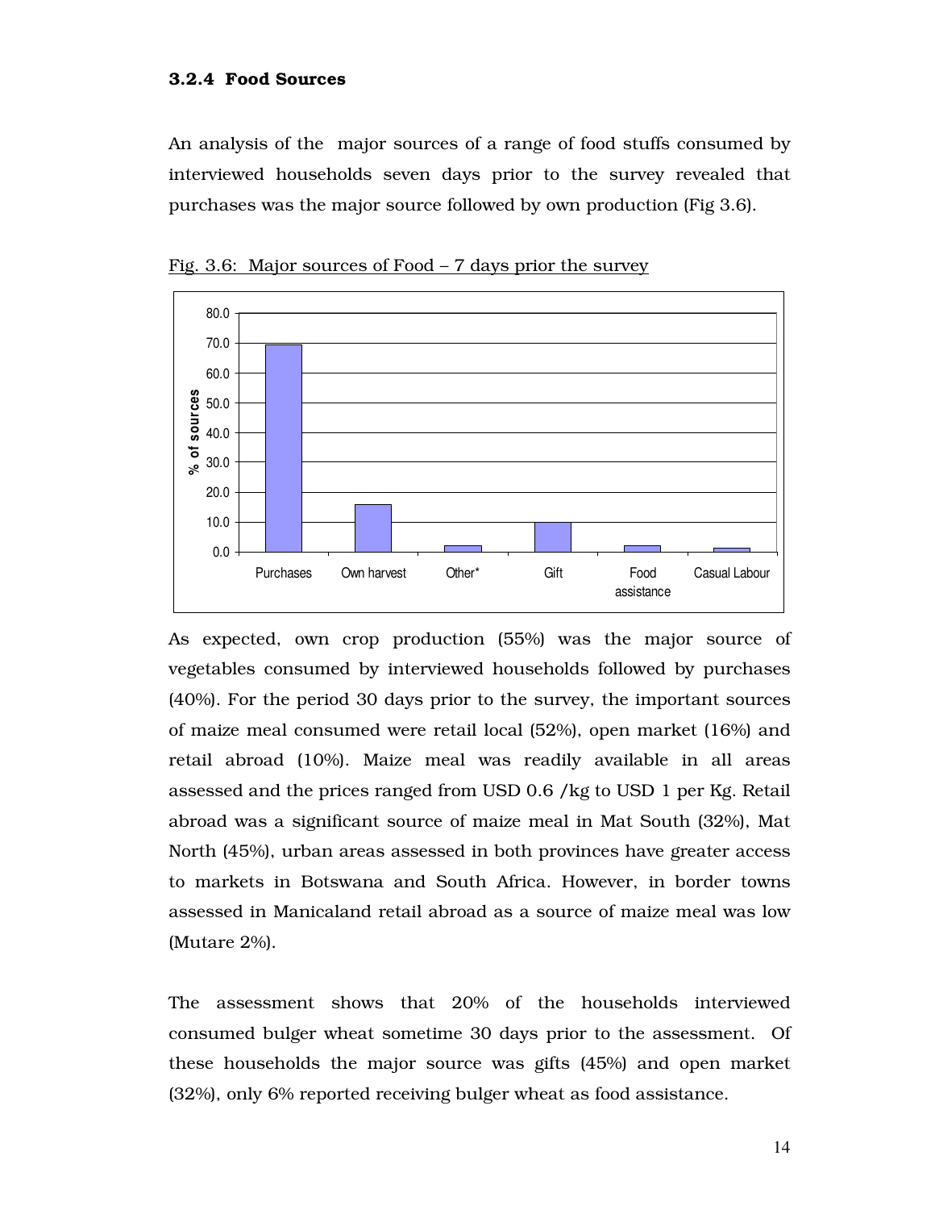### 3.2.4 Food Sources

An analysis of the major sources of a range of food stuffs consumed by interviewed households seven days prior to the survey revealed that purchases was the major source followed by own production (Fig 3.6).

Fig. 3.6: Major sources of Food – 7 days prior the survey

As expected, own crop production (55%) was the major source of vegetables consumed by interviewed households followed by purchases (40%). For the period 30 days prior to the survey, the important sources of maize meal consumed were retail local (52%), open market (16%) and retail abroad (10%). Maize meal was readily available in all areas assessed and the prices ranged from USD 0.6 /kg to USD 1 per Kg. Retail abroad was a significant source of maize meal in Mat South (32%), Mat North (45%), urban areas assessed in both provinces have greater access to markets in Botswana and South Africa. However, in border towns assessed in Manicaland retail abroad as a source of maize meal was low (Mutare 2%).

The assessment shows that 20% of the households interviewed consumed bulger wheat sometime 30 days prior to the assessment. Of these households the major source was gifts (45%) and open market (32%), only 6% reported receiving bulger wheat as food assistance.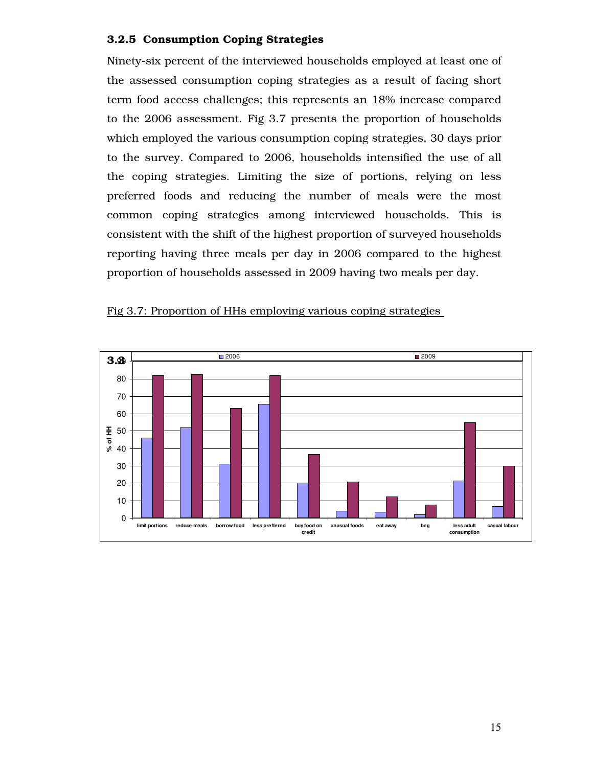### 3.2.5 Consumption Coping Strategies

Ninety-six percent of the interviewed households employed at least one of the assessed consumption coping strategies as a result of facing short term food access challenges; this represents an 18% increase compared to the 2006 assessment. Fig 3.7 presents the proportion of households which employed the various consumption coping strategies, 30 days prior to the survey. Compared to 2006, households intensified the use of all the coping strategies. Limiting the size of portions, relying on less preferred foods and reducing the number of meals were the most common coping strategies among interviewed households. This is consistent with the shift of the highest proportion of surveyed households reporting having three meals per day in 2006 compared to the highest proportion of households assessed in 2009 having two meals per day.

Fig 3.7: Proportion of HHs employing various coping strategies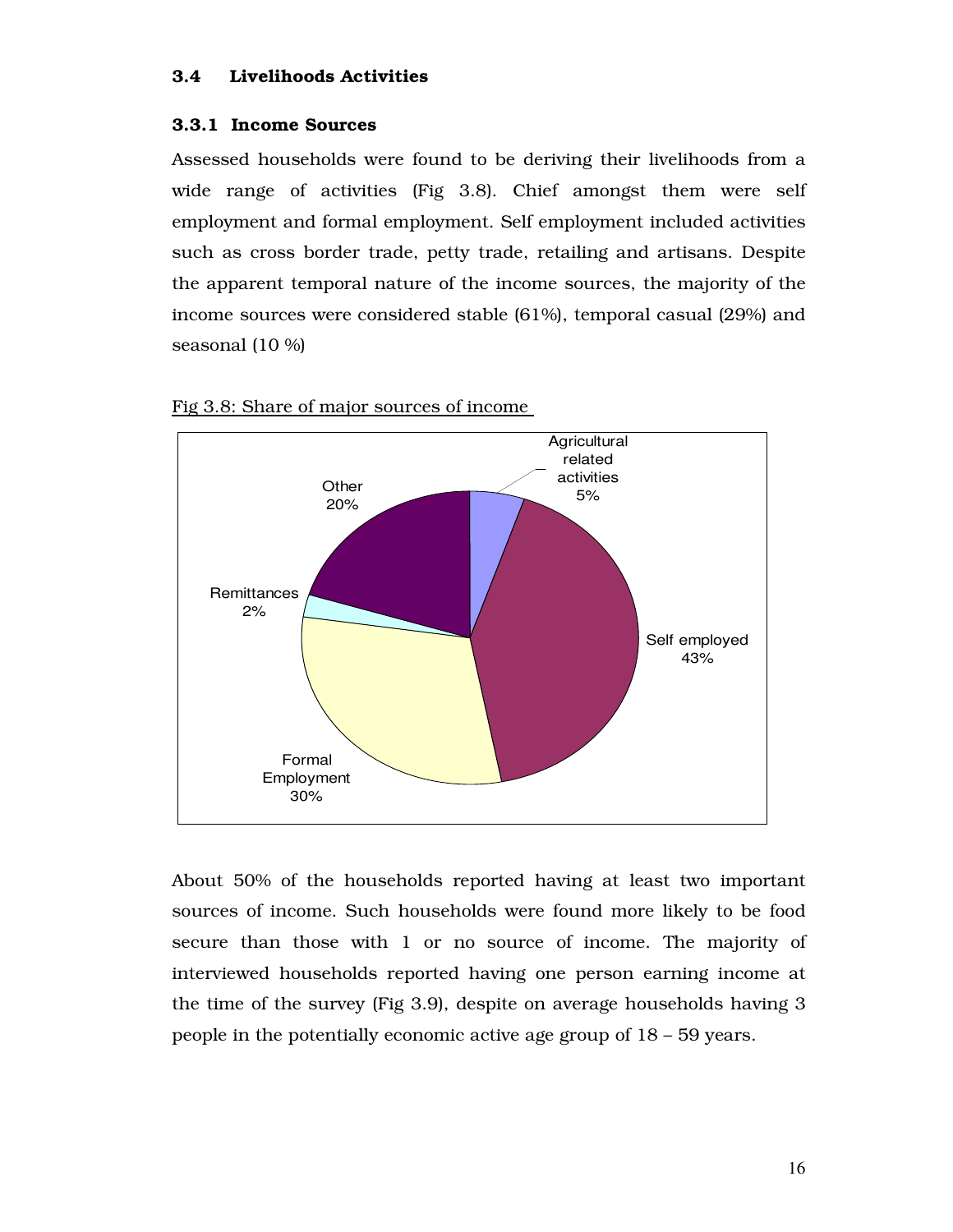### 3.4 Livelihoods Activities

#### 3.3.1 Income Sources

Assessed households were found to be deriving their livelihoods from a wide range of activities (Fig 3.8). Chief amongst them were self employment and formal employment. Self employment included activities such as cross border trade, petty trade, retailing and artisans. Despite the apparent temporal nature of the income sources, the majority of the income sources were considered stable (61%), temporal casual (29%) and seasonal (10 %)

Fig 3.8: Share of major sources of income

About 50% of the households reported having at least two important sources of income. Such households were found more likely to be food secure than those with 1 or no source of income. The majority of interviewed households reported having one person earning income at the time of the survey (Fig 3.9), despite on average households having 3 people in the potentially economic active age group of 18 – 59 years.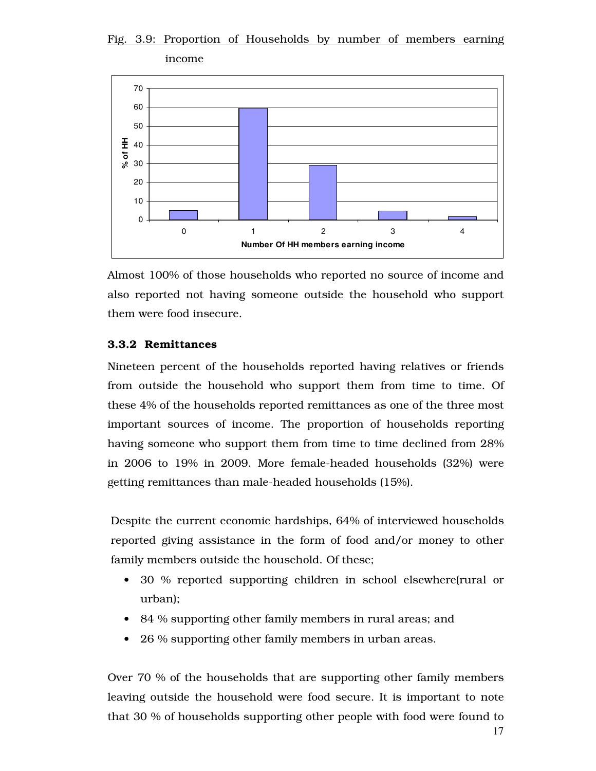Fig. 3.9: Proportion of Households by number of members earning income

Almost 100% of those households who reported no source of income and also reported not having someone outside the household who support them were food insecure.

### 3.3.2 Remittances

Nineteen percent of the households reported having relatives or friends from outside the household who support them from time to time. Of these 4% of the households reported remittances as one of the three most important sources of income. The proportion of households reporting having someone who support them from time to time declined from 28% in 2006 to 19% in 2009. More female-headed households (32%) were getting remittances than male-headed households (15%).

Despite the current economic hardships, 64% of interviewed households reported giving assistance in the form of food and/or money to other family members outside the household. Of these;

- 30 % reported supporting children in school elsewhere(rural or urban);
- 84 % supporting other family members in rural areas; and
- 26 % supporting other family members in urban areas.

Over 70 % of the households that are supporting other family members leaving outside the household were food secure. It is important to note that 30 % of households supporting other people with food were found to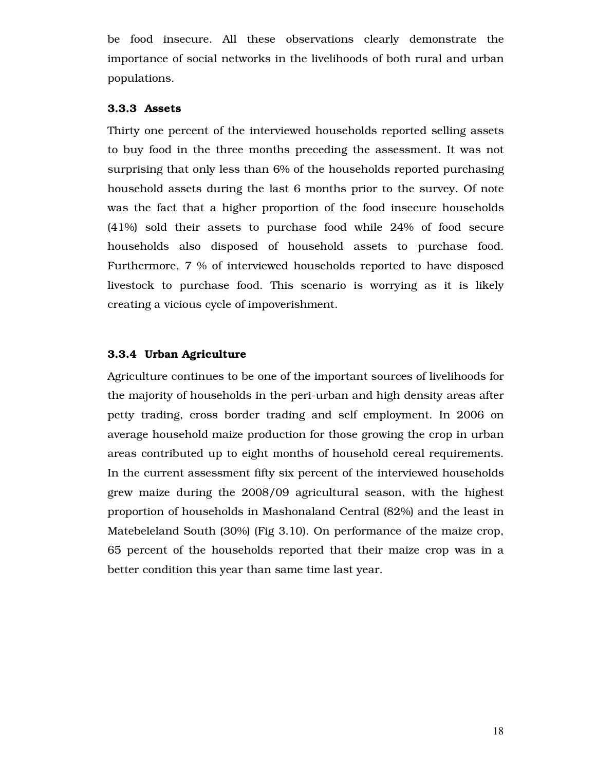be food insecure. All these observations clearly demonstrate the importance of social networks in the livelihoods of both rural and urban populations.

### 3.3.3 Assets

Thirty one percent of the interviewed households reported selling assets to buy food in the three months preceding the assessment. It was not surprising that only less than 6% of the households reported purchasing household assets during the last 6 months prior to the survey. Of note was the fact that a higher proportion of the food insecure households (41%) sold their assets to purchase food while 24% of food secure households also disposed of household assets to purchase food. Furthermore, 7 % of interviewed households reported to have disposed livestock to purchase food. This scenario is worrying as it is likely creating a vicious cycle of impoverishment.

### 3.3.4 Urban Agriculture

Agriculture continues to be one of the important sources of livelihoods for the majority of households in the peri-urban and high density areas after petty trading, cross border trading and self employment. In 2006 on average household maize production for those growing the crop in urban areas contributed up to eight months of household cereal requirements. In the current assessment fifty six percent of the interviewed households grew maize during the 2008/09 agricultural season, with the highest proportion of households in Mashonaland Central (82%) and the least in Matebeleland South (30%) (Fig 3.10). On performance of the maize crop, 65 percent of the households reported that their maize crop was in a better condition this year than same time last year.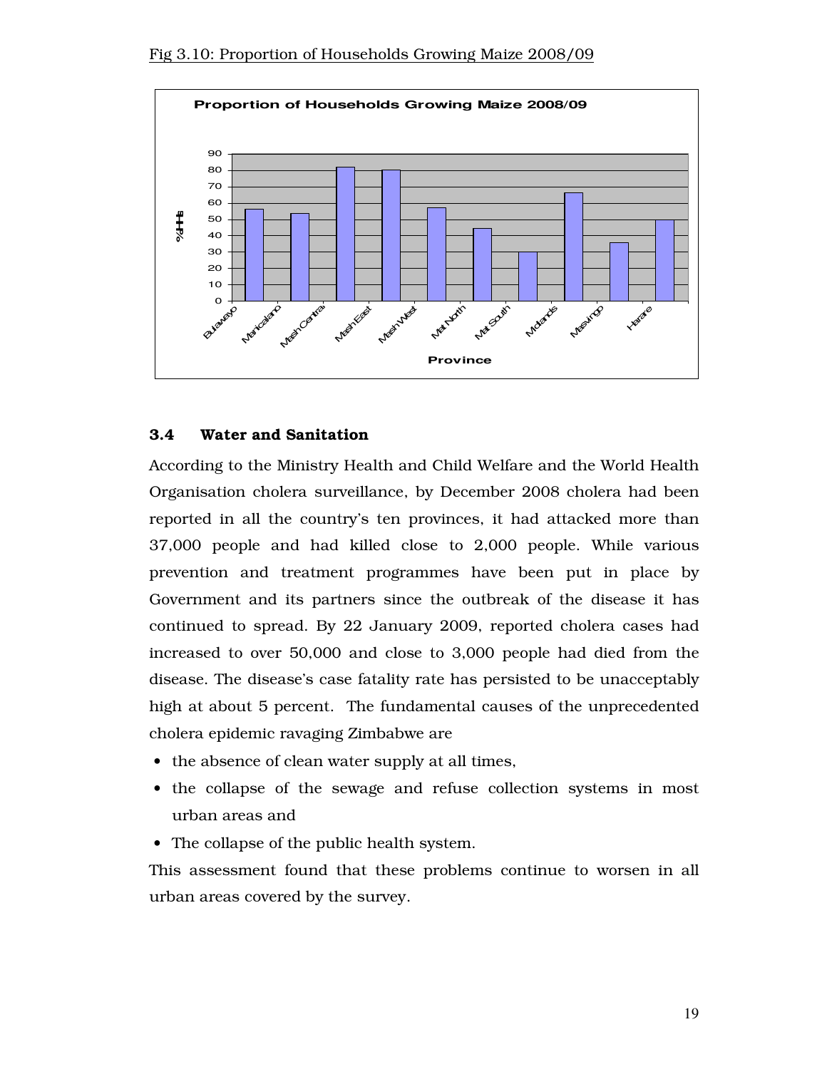Fig 3.10: Proportion of Households Growing Maize 2008/09

## 3.4 Water and Sanitation

According to the Ministry Health and Child Welfare and the World Health Organisation cholera surveillance, by December 2008 cholera had been reported in all the country's ten provinces, it had attacked more than 37,000 people and had killed close to 2,000 people. While various prevention and treatment programmes have been put in place by Government and its partners since the outbreak of the disease it has continued to spread. By 22 January 2009, reported cholera cases had increased to over 50,000 and close to 3,000 people had died from the disease. The disease's case fatality rate has persisted to be unacceptably high at about 5 percent. The fundamental causes of the unprecedented cholera epidemic ravaging Zimbabwe are

- the absence of clean water supply at all times,
- the collapse of the sewage and refuse collection systems in most urban areas and
- The collapse of the public health system.

This assessment found that these problems continue to worsen in all urban areas covered by the survey.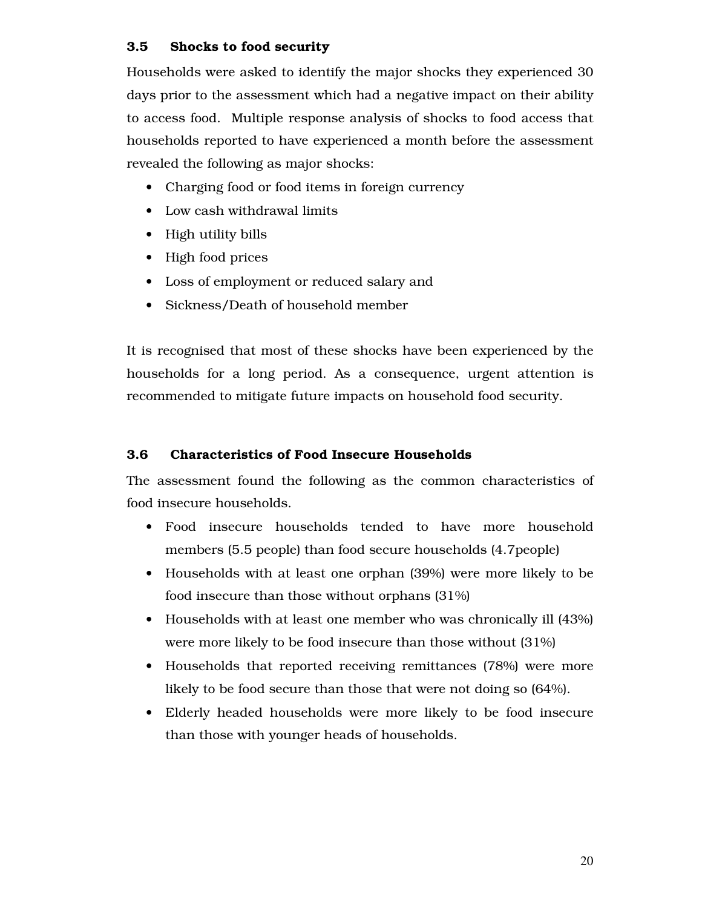### 3.5 Shocks to food security

Households were asked to identify the major shocks they experienced 30 days prior to the assessment which had a negative impact on their ability to access food. Multiple response analysis of shocks to food access that households reported to have experienced a month before the assessment revealed the following as major shocks:

- Charging food or food items in foreign currency
- Low cash withdrawal limits
- High utility bills
- High food prices
- Loss of employment or reduced salary and
- Sickness/Death of household member

It is recognised that most of these shocks have been experienced by the households for a long period. As a consequence, urgent attention is recommended to mitigate future impacts on household food security.

### 3.6 Characteristics of Food Insecure Households

The assessment found the following as the common characteristics of food insecure households.

- Food insecure households tended to have more household members (5.5 people) than food secure households (4.7people)
- Households with at least one orphan (39%) were more likely to be food insecure than those without orphans (31%)
- Households with at least one member who was chronically ill (43%) were more likely to be food insecure than those without (31%)
- Households that reported receiving remittances (78%) were more likely to be food secure than those that were not doing so (64%).
- Elderly headed households were more likely to be food insecure than those with younger heads of households.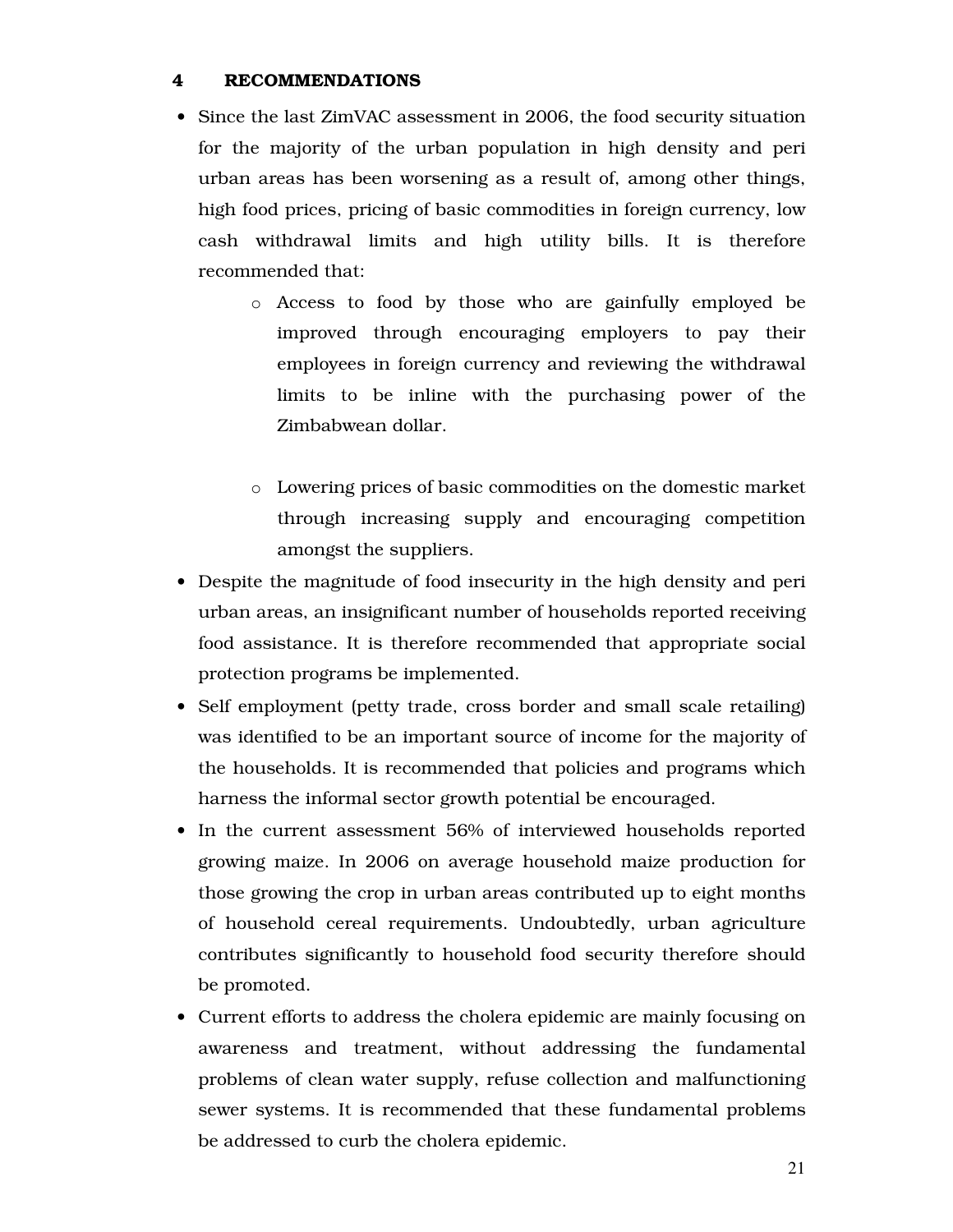# 4 RECOMMENDATIONS

- Since the last ZimVAC assessment in 2006, the food security situation for the majority of the urban population in high density and peri urban areas has been worsening as a result of, among other things, high food prices, pricing of basic commodities in foreign currency, low cash withdrawal limits and high utility bills. It is therefore recommended that:
  - Access to food by those who are gainfully employed be improved through encouraging employers to pay their employees in foreign currency and reviewing the withdrawal limits to be inline with the purchasing power of the Zimbabwean dollar.
  - Lowering prices of basic commodities on the domestic market through increasing supply and encouraging competition amongst the suppliers.
- Despite the magnitude of food insecurity in the high density and peri urban areas, an insignificant number of households reported receiving food assistance. It is therefore recommended that appropriate social protection programs be implemented.
- Self employment (petty trade, cross border and small scale retailing) was identified to be an important source of income for the majority of the households. It is recommended that policies and programs which harness the informal sector growth potential be encouraged.
- In the current assessment 56% of interviewed households reported growing maize. In 2006 on average household maize production for those growing the crop in urban areas contributed up to eight months of household cereal requirements. Undoubtedly, urban agriculture contributes significantly to household food security therefore should be promoted.
- Current efforts to address the cholera epidemic are mainly focusing on awareness and treatment, without addressing the fundamental problems of clean water supply, refuse collection and malfunctioning sewer systems. It is recommended that these fundamental problems be addressed to curb the cholera epidemic.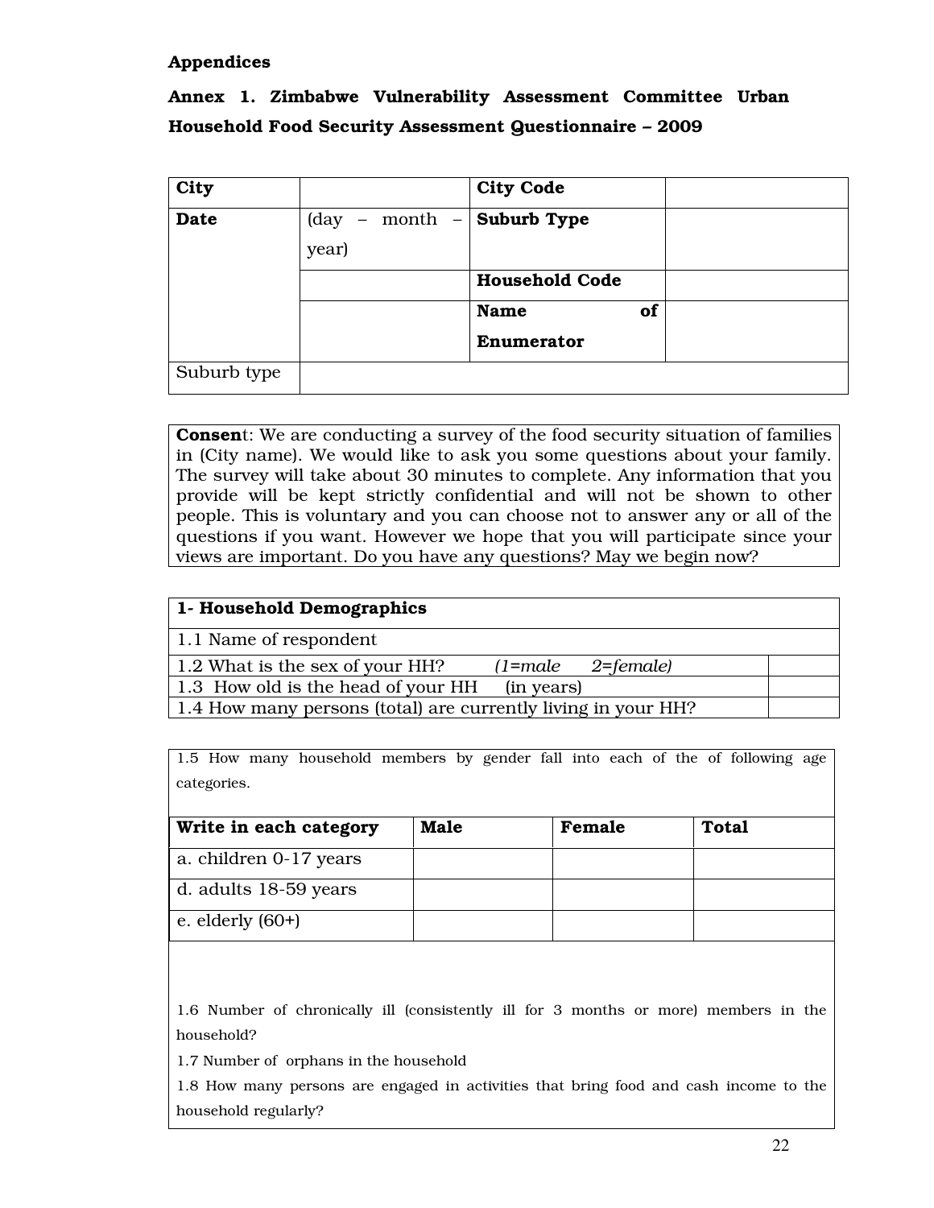**Appendices**

**Annex 1. Zimbabwe Vulnerability Assessment Committee Urban Household Food Security Assessment Questionnaire – 2009**

| **City** | | **City Code** | |
|---|---|---|---|
| **Date** | (day – month – year) | **Suburb Type** | |
| | | **Household Code** | |
| | | **Name of Enumerator** | |
| Suburb type | | | |

**Consent**: We are conducting a survey of the food security situation of families in (City name). We would like to ask you some questions about your family. The survey will take about 30 minutes to complete. Any information that you provide will be kept strictly confidential and will not be shown to other people. This is voluntary and you can choose not to answer any or all of the questions if you want. However we hope that you will participate since your views are important. Do you have any questions? May we begin now?

| **1- Household Demographics** | |
|---|---|
| 1.1 Name of respondent | |
| 1.2 What is the sex of your HH? *(1=male 2=female)* | |
| 1.3 How old is the head of your HH (in years) | |
| 1.4 How many persons (total) are currently living in your HH? | |

1.5 How many household members by gender fall into each of the of following age categories.

| **Write in each category** | **Male** | **Female** | **Total** |
|---|---|---|---|
| a. children 0-17 years | | | |
| d. adults 18-59 years | | | |
| e. elderly (60+) | | | |

1.6 Number of chronically ill (consistently ill for 3 months or more) members in the household?

1.7 Number of orphans in the household

1.8 How many persons are engaged in activities that bring food and cash income to the household regularly?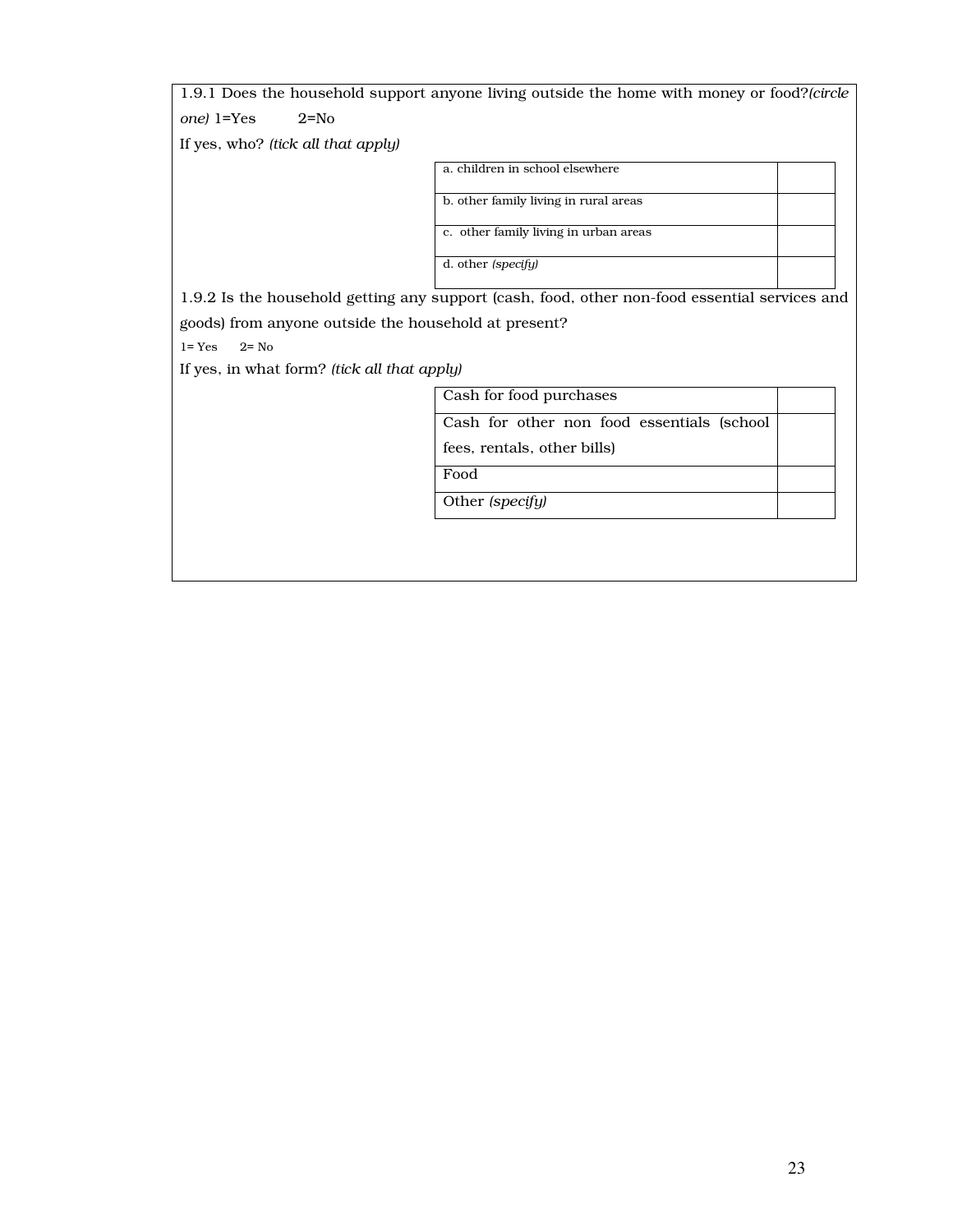1.9.1 Does the household support anyone living outside the home with money or food?*(circle one)* 1=Yes  2=No

If yes, who? *(tick all that apply)*

| | |
|---|---|
| a. children in school elsewhere | |
| b. other family living in rural areas | |
| c. other family living in urban areas | |
| d. other *(specify)* | |

1.9.2 Is the household getting any support (cash, food, other non-food essential services and goods) from anyone outside the household at present?

1= Yes  2= No

If yes, in what form? *(tick all that apply)*

| | |
|---|---|
| Cash for food purchases | |
| Cash for other non food essentials (school fees, rentals, other bills) | |
| Food | |
| Other *(specify)* | |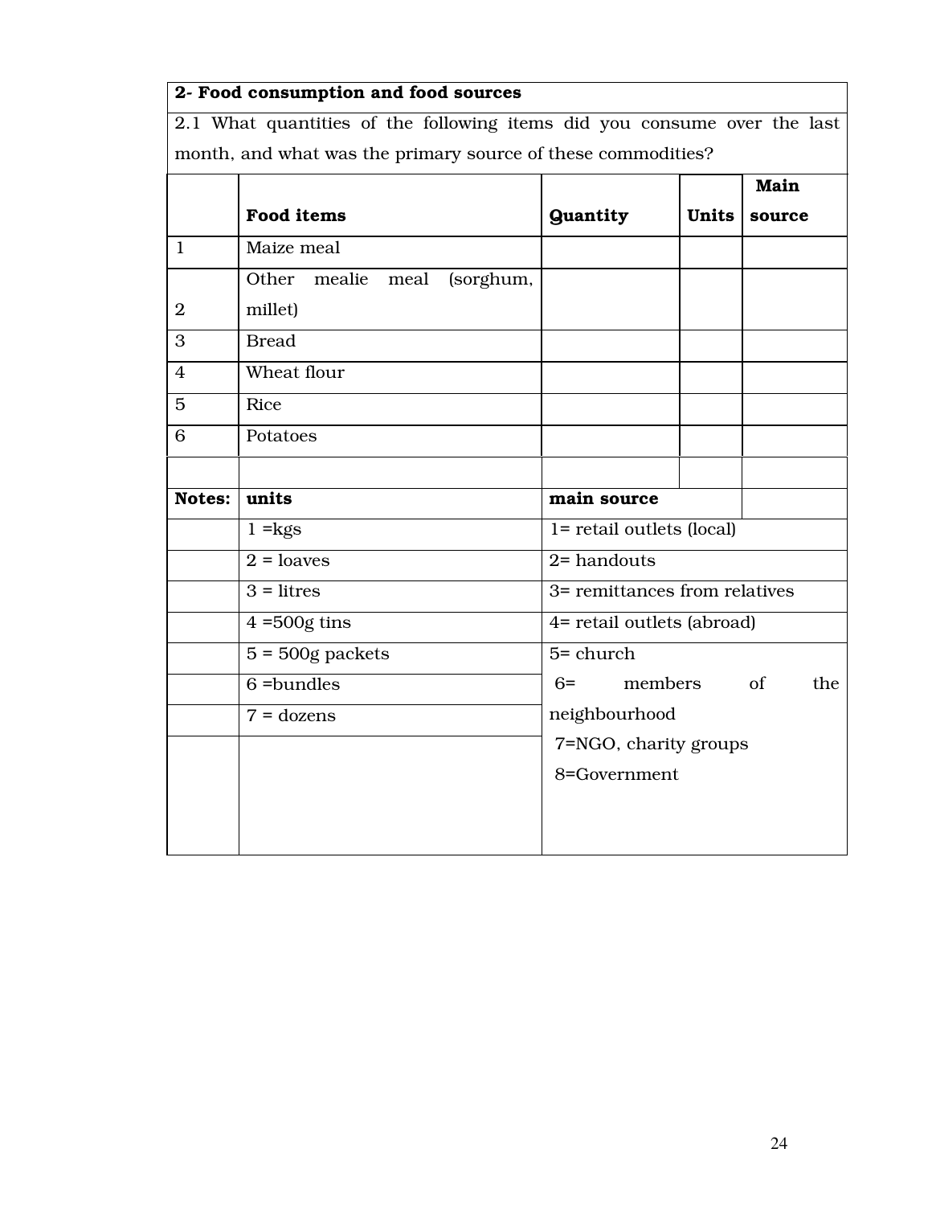**2- Food consumption and food sources**

2.1 What quantities of the following items did you consume over the last month, and what was the primary source of these commodities?

| | Food items | Quantity | Units | Main source |
|---|---|---|---|---|
| 1 | Maize meal | | | |
| 2 | Other mealie meal (sorghum, millet) | | | |
| 3 | Bread | | | |
| 4 | Wheat flour | | | |
| 5 | Rice | | | |
| 6 | Potatoes | | | |
| | | | | |

| Notes: | units | main source |
|---|---|---|
| | 1 =kgs | 1= retail outlets (local) |
| | 2 = loaves | 2= handouts |
| | 3 = litres | 3= remittances from relatives |
| | 4 =500g tins | 4= retail outlets (abroad) |
| | 5 = 500g packets | 5= church |
| | 6 =bundles | 6= members of the neighbourhood |
| | 7 = dozens | 7=NGO, charity groups |
| | | 8=Government |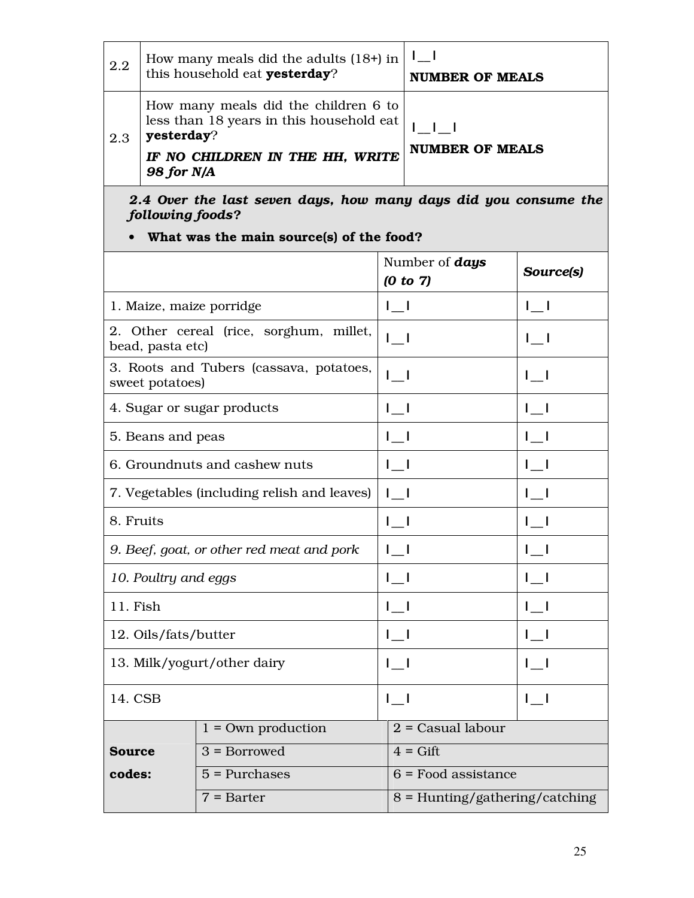| 2.2 | How many meals did the adults (18+) in this household eat **yesterday**? | I__I **NUMBER OF MEALS** |
|---|---|---|
| 2.3 | How many meals did the children 6 to less than 18 years in this household eat **yesterday**? ***IF NO CHILDREN IN THE HH, WRITE 98 for N/A*** | I__I__I **NUMBER OF MEALS** |

***2.4 Over the last seven days, how many days did you consume the following foods?***

- **What was the main source(s) of the food?**

| | Number of ***days*** ***(0 to 7)*** | ***Source(s)*** |
|---|---|---|
| 1. Maize, maize porridge | I__I | I__I |
| 2. Other cereal (rice, sorghum, millet, bead, pasta etc) | I__I | I__I |
| 3. Roots and Tubers (cassava, potatoes, sweet potatoes) | I__I | I__I |
| 4. Sugar or sugar products | I__I | I__I |
| 5. Beans and peas | I__I | I__I |
| 6. Groundnuts and cashew nuts | I__I | I__I |
| 7. Vegetables (including relish and leaves) | I__I | I__I |
| 8. Fruits | I__I | I__I |
| *9. Beef, goat, or other red meat and pork* | I__I | I__I |
| *10. Poultry and eggs* | I__I | I__I |
| 11. Fish | I__I | I__I |
| 12. Oils/fats/butter | I__I | I__I |
| 13. Milk/yogurt/other dairy | I__I | I__I |
| 14. CSB | I__I | I__I |

| **Source codes:** | 1 = Own production | 2 = Casual labour |
|---|---|---|
| | 3 = Borrowed | 4 = Gift |
| | 5 = Purchases | 6 = Food assistance |
| | 7 = Barter | 8 = Hunting/gathering/catching |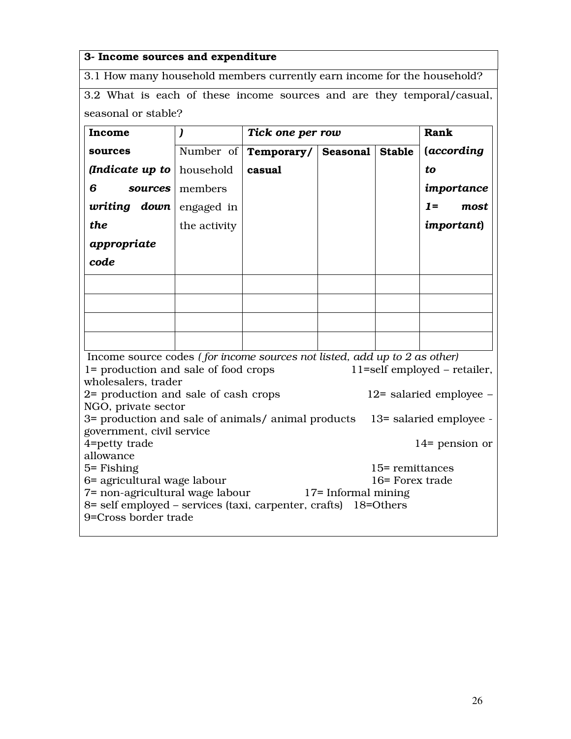**3- Income sources and expenditure**

3.1 How many household members currently earn income for the household?

3.2 What is each of these income sources and are they temporal/casual, seasonal or stable?

| **Income sources *(Indicate up to 6 sources writing down the appropriate code*** | ***)*** Number of household members engaged in the activity | ***Tick one per row*** **Temporary/ casual** | **Seasonal** | **Stable** | **Rank (*according to importance 1= most important*)** |
|---|---|---|---|---|---|
| | | | | | |
| | | | | | |
| | | | | | |
| | | | | | |

Income source codes *( for income sources not listed, add up to 2 as other)*

1= production and sale of food crops
2= production and sale of cash crops
3= production and sale of animals/ animal products
4=petty trade
5= Fishing
6= agricultural wage labour
7= non-agricultural wage labour
8= self employed – services (taxi, carpenter, crafts)
9=Cross border trade
11=self employed – retailer, wholesalers, trader
12= salaried employee – NGO, private sector
13= salaried employee - government, civil service
14= pension or allowance
15= remittances
16= Forex trade
17= Informal mining
18=Others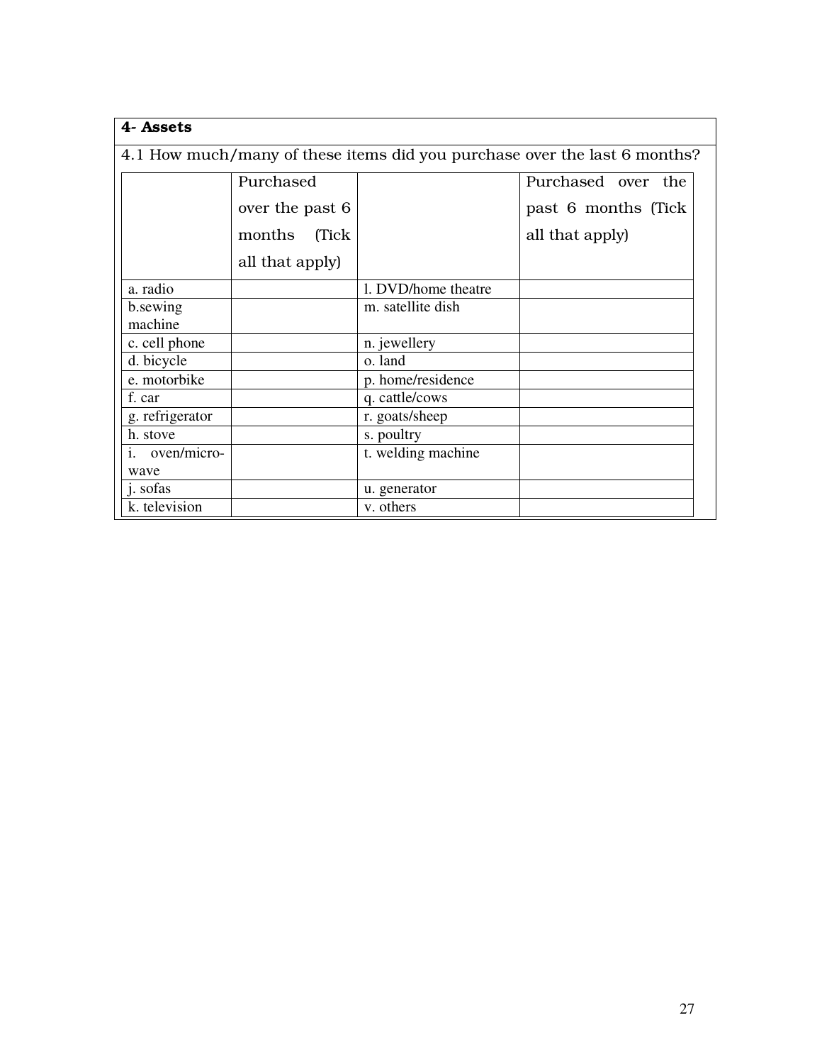**4- Assets**

4.1 How much/many of these items did you purchase over the last 6 months?

| | Purchased over the past 6 months (Tick all that apply) | | Purchased over the past 6 months (Tick all that apply) |
|---|---|---|---|
| a. radio | | l. DVD/home theatre | |
| b.sewing machine | | m. satellite dish | |
| c. cell phone | | n. jewellery | |
| d. bicycle | | o. land | |
| e. motorbike | | p. home/residence | |
| f. car | | q. cattle/cows | |
| g. refrigerator | | r. goats/sheep | |
| h. stove | | s. poultry | |
| i. oven/micro-wave | | t. welding machine | |
| j. sofas | | u. generator | |
| k. television | | v. others | |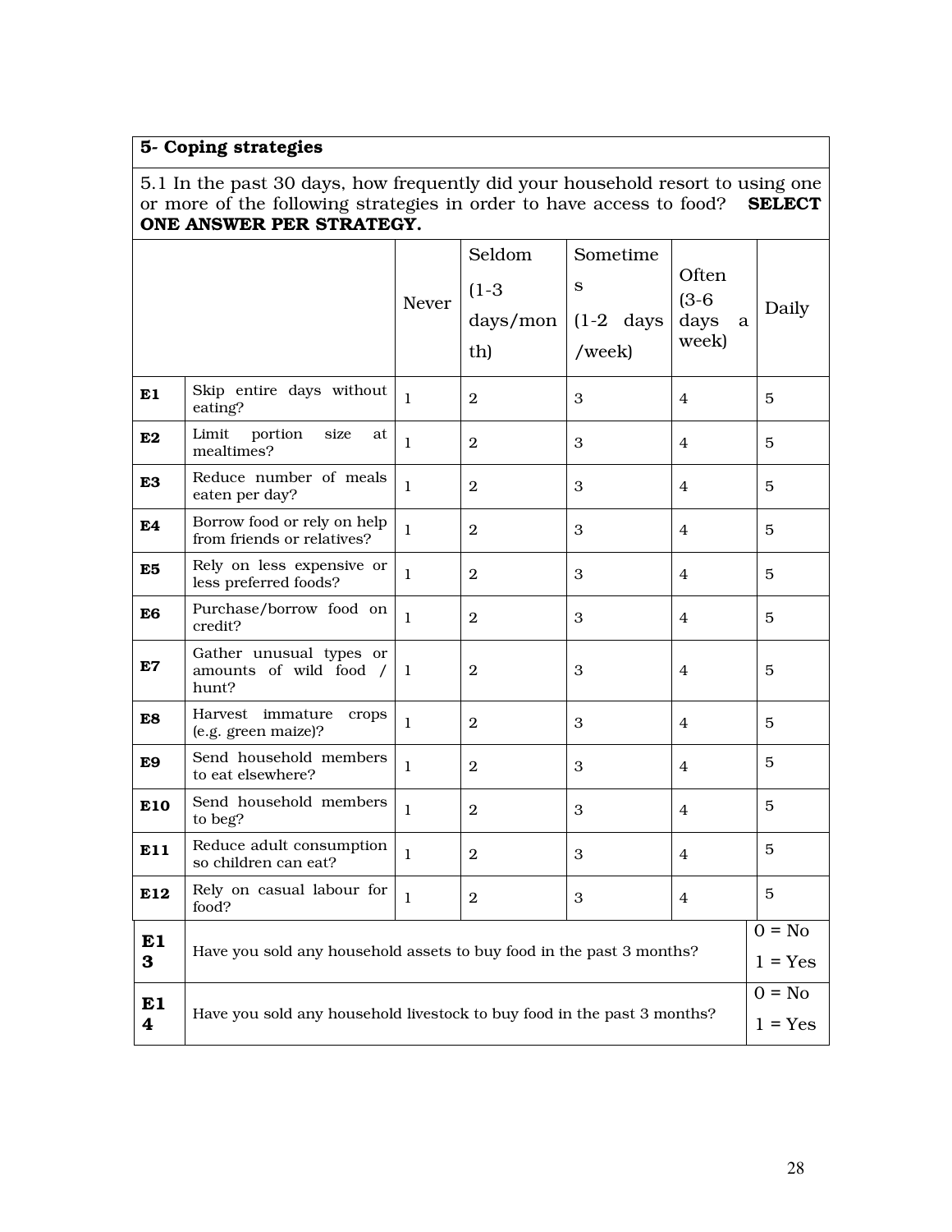## 5- Coping strategies

5.1 In the past 30 days, how frequently did your household resort to using one or more of the following strategies in order to have access to food? **SELECT ONE ANSWER PER STRATEGY.**

| | | Never | Seldom (1-3 days/month) | Sometimes (1-2 days /week) | Often (3-6 days a week) | Daily |
|---|---|---|---|---|---|---|
| **E1** | Skip entire days without eating? | 1 | 2 | 3 | 4 | 5 |
| **E2** | Limit portion size at mealtimes? | 1 | 2 | 3 | 4 | 5 |
| **E3** | Reduce number of meals eaten per day? | 1 | 2 | 3 | 4 | 5 |
| **E4** | Borrow food or rely on help from friends or relatives? | 1 | 2 | 3 | 4 | 5 |
| **E5** | Rely on less expensive or less preferred foods? | 1 | 2 | 3 | 4 | 5 |
| **E6** | Purchase/borrow food on credit? | 1 | 2 | 3 | 4 | 5 |
| **E7** | Gather unusual types or amounts of wild food / hunt? | 1 | 2 | 3 | 4 | 5 |
| **E8** | Harvest immature crops (e.g. green maize)? | 1 | 2 | 3 | 4 | 5 |
| **E9** | Send household members to eat elsewhere? | 1 | 2 | 3 | 4 | 5 |
| **E10** | Send household members to beg? | 1 | 2 | 3 | 4 | 5 |
| **E11** | Reduce adult consumption so children can eat? | 1 | 2 | 3 | 4 | 5 |
| **E12** | Rely on casual labour for food? | 1 | 2 | 3 | 4 | 5 |

| | | |
|---|---|---|
| **E13** | Have you sold any household assets to buy food in the past 3 months? | 0 = No<br>1 = Yes |
| **E14** | Have you sold any household livestock to buy food in the past 3 months? | 0 = No<br>1 = Yes |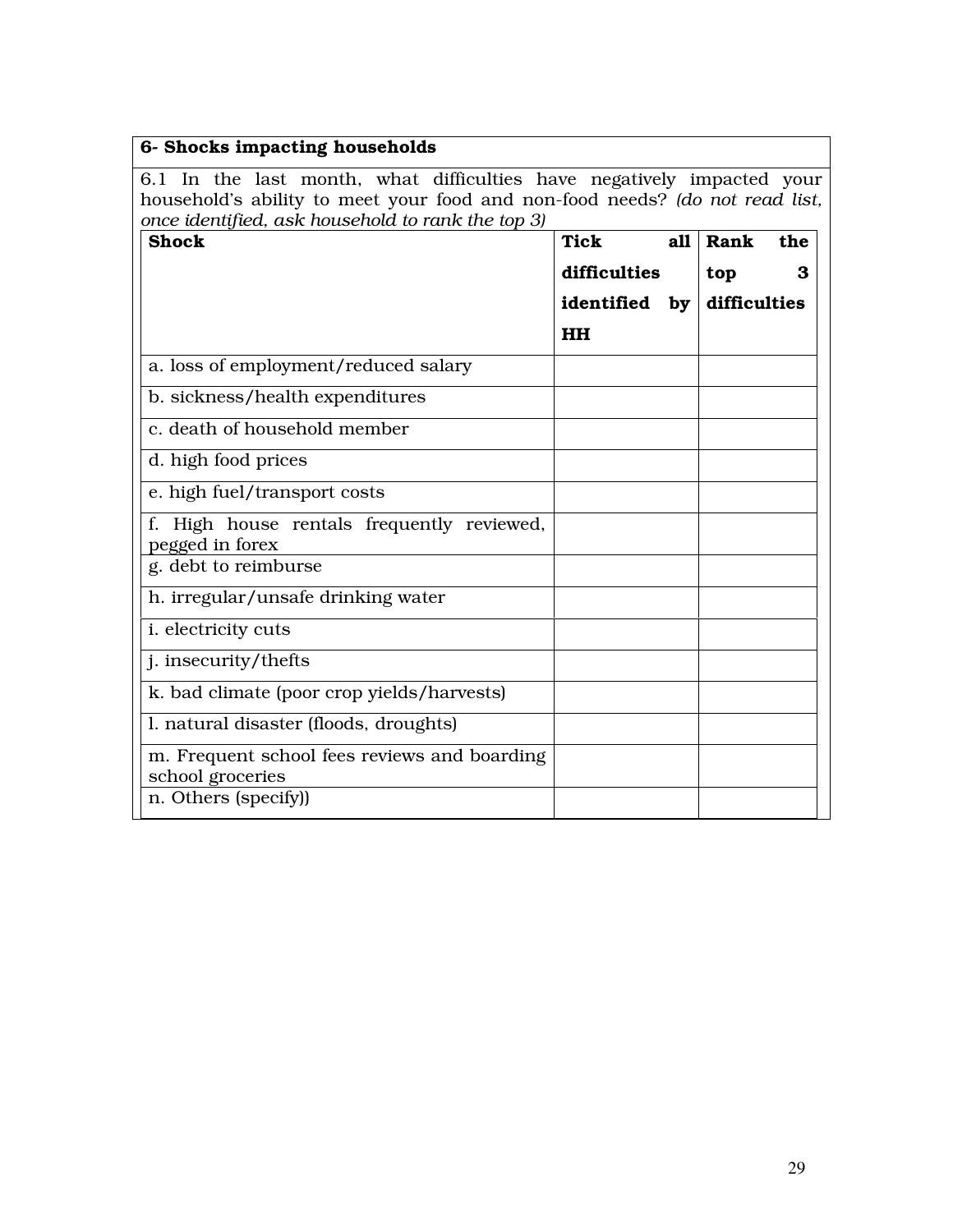**6- Shocks impacting households**

6.1 In the last month, what difficulties have negatively impacted your household's ability to meet your food and non-food needs? *(do not read list, once identified, ask household to rank the top 3)*

| **Shock** | **Tick all difficulties identified by HH** | **Rank the top 3 difficulties** |
|---|---|---|
| a. loss of employment/reduced salary | | |
| b. sickness/health expenditures | | |
| c. death of household member | | |
| d. high food prices | | |
| e. high fuel/transport costs | | |
| f. High house rentals frequently reviewed, pegged in forex | | |
| g. debt to reimburse | | |
| h. irregular/unsafe drinking water | | |
| i. electricity cuts | | |
| j. insecurity/thefts | | |
| k. bad climate (poor crop yields/harvests) | | |
| l. natural disaster (floods, droughts) | | |
| m. Frequent school fees reviews and boarding school groceries | | |
| n. Others (specify)) | | |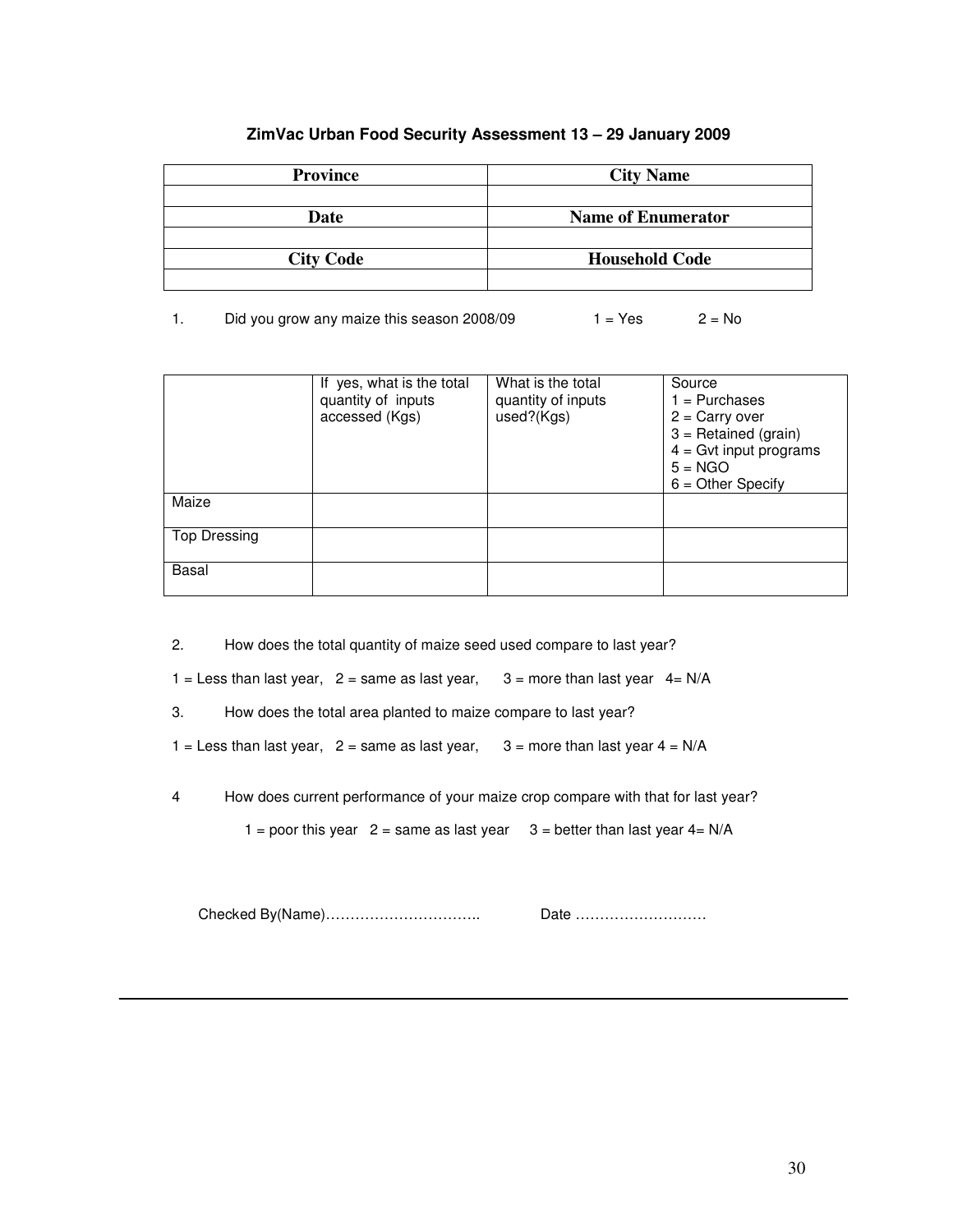**ZimVac Urban Food Security Assessment 13 – 29 January 2009**

| Province | City Name |
|---|---|
| | |
| **Date** | **Name of Enumerator** |
| | |
| **City Code** | **Household Code** |
| | |

1. Did you grow any maize this season 2008/09 1 = Yes 2 = No

| | If yes, what is the total quantity of inputs accessed (Kgs) | What is the total quantity of inputs used?(Kgs) | Source 1 = Purchases 2 = Carry over 3 = Retained (grain) 4 = Gvt input programs 5 = NGO 6 = Other Specify |
|---|---|---|---|
| Maize | | | |
| Top Dressing | | | |
| Basal | | | |

2. How does the total quantity of maize seed used compare to last year?

1 = Less than last year, 2 = same as last year, 3 = more than last year 4= N/A

3. How does the total area planted to maize compare to last year?

1 = Less than last year, 2 = same as last year, 3 = more than last year 4 = N/A

4 How does current performance of your maize crop compare with that for last year?

1 = poor this year 2 = same as last year 3 = better than last year 4= N/A

Checked By(Name)………………………….. Date ………………………